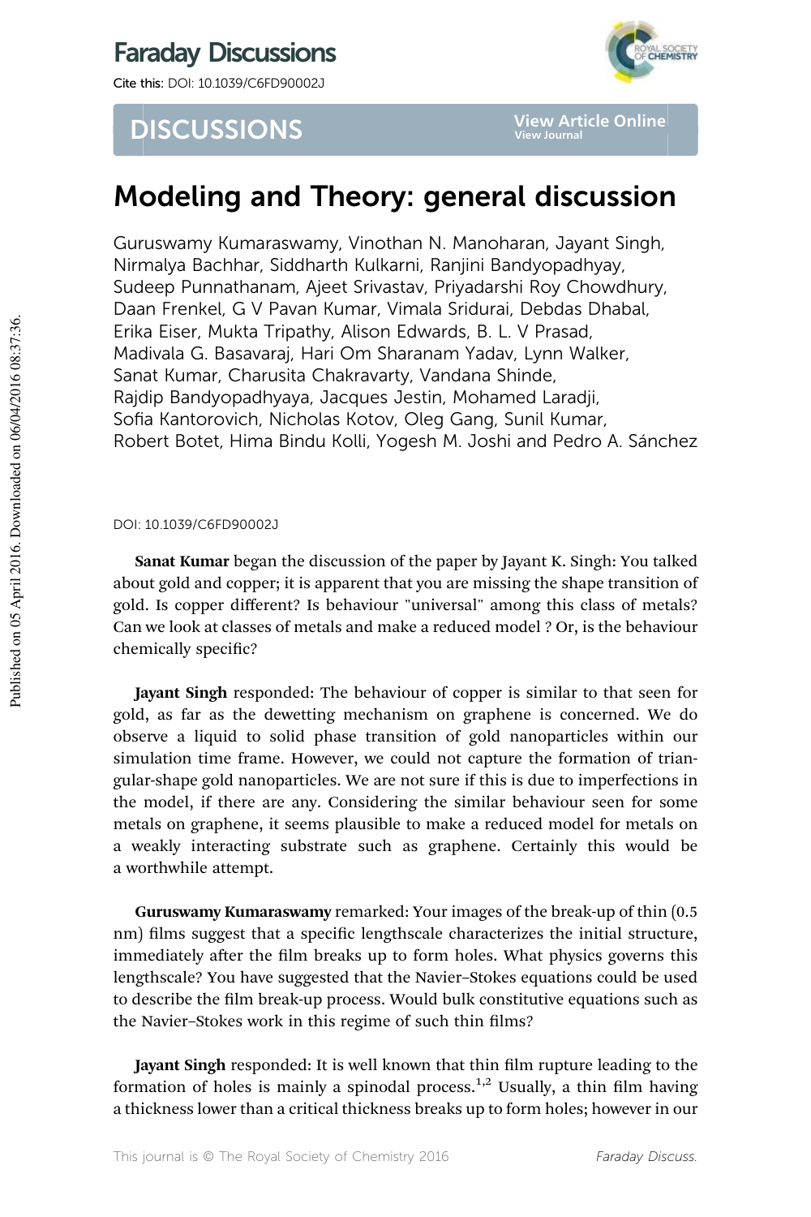Faraday Discussions

Cite this: DOI: 10.1039/C6FD90002J

DISCUSSIONS

# Modeling and Theory: general discussion

Guruswamy Kumaraswamy, Vinothan N. Manoharan, Jayant Singh, Nirmalya Bachhar, Siddharth Kulkarni, Ranjini Bandyopadhyay, Sudeep Punnathanam, Ajeet Srivastav, Priyadarshi Roy Chowdhury, Daan Frenkel, G V Pavan Kumar, Vimala Sridurai, Debdas Dhabal, Erika Eiser, Mukta Tripathy, Alison Edwards, B. L. V Prasad, Madivala G. Basavaraj, Hari Om Sharanam Yadav, Lynn Walker, Sanat Kumar, Charusita Chakravarty, Vandana Shinde, Rajdip Bandyopadhyaya, Jacques Jestin, Mohamed Laradji, Sofia Kantorovich, Nicholas Kotov, Oleg Gang, Sunil Kumar, Robert Botet, Hima Bindu Kolli, Yogesh M. Joshi and Pedro A. Sánchez

DOI: 10.1039/C6FD90002J

**Sanat Kumar** began the discussion of the paper by Jayant K. Singh: You talked about gold and copper; it is apparent that you are missing the shape transition of gold. Is copper different? Is behaviour "universal" among this class of metals? Can we look at classes of metals and make a reduced model ? Or, is the behaviour chemically specific?

**Jayant Singh** responded: The behaviour of copper is similar to that seen for gold, as far as the dewetting mechanism on graphene is concerned. We do observe a liquid to solid phase transition of gold nanoparticles within our simulation time frame. However, we could not capture the formation of triangular-shape gold nanoparticles. We are not sure if this is due to imperfections in the model, if there are any. Considering the similar behaviour seen for some metals on graphene, it seems plausible to make a reduced model for metals on a weakly interacting substrate such as graphene. Certainly this would be a worthwhile attempt.

**Guruswamy Kumaraswamy** remarked: Your images of the break-up of thin (0.5 nm) films suggest that a specific lengthscale characterizes the initial structure, immediately after the film breaks up to form holes. What physics governs this lengthscale? You have suggested that the Navier–Stokes equations could be used to describe the film break-up process. Would bulk constitutive equations such as the Navier–Stokes work in this regime of such thin films?

**Jayant Singh** responded: It is well known that thin film rupture leading to the formation of holes is mainly a spinodal process.[1,2] Usually, a thin film having a thickness lower than a critical thickness breaks up to form holes; however in our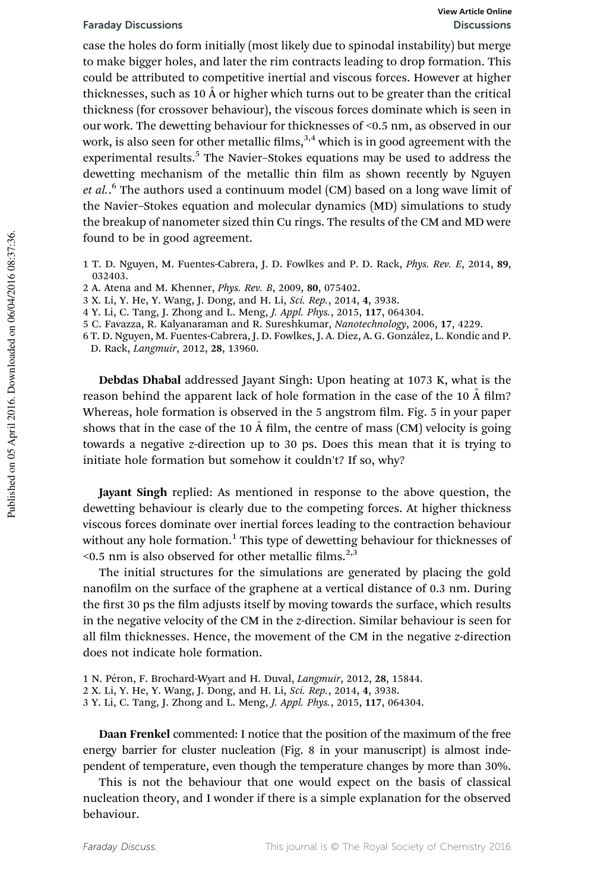case the holes do form initially (most likely due to spinodal instability) but merge to make bigger holes, and later the rim contracts leading to drop formation. This could be attributed to competitive inertial and viscous forces. However at higher thicknesses, such as 10 Å or higher which turns out to be greater than the critical thickness (for crossover behaviour), the viscous forces dominate which is seen in our work. The dewetting behaviour for thicknesses of <0.5 nm, as observed in our work, is also seen for other metallic films,[3,4] which is in good agreement with the experimental results.[5] The Navier–Stokes equations may be used to address the dewetting mechanism of the metallic thin film as shown recently by Nguyen *et al.*.[6] The authors used a continuum model (CM) based on a long wave limit of the Navier–Stokes equation and molecular dynamics (MD) simulations to study the breakup of nanometer sized thin Cu rings. The results of the CM and MD were found to be in good agreement.

1 T. D. Nguyen, M. Fuentes-Cabrera, J. D. Fowlkes and P. D. Rack, *Phys. Rev. E*, 2014, **89**, 032403.
2 A. Atena and M. Khenner, *Phys. Rev. B*, 2009, **80**, 075402.
3 X. Li, Y. He, Y. Wang, J. Dong, and H. Li, *Sci. Rep.*, 2014, **4**, 3938.
4 Y. Li, C. Tang, J. Zhong and L. Meng, *J. Appl. Phys.*, 2015, **117**, 064304.
5 C. Favazza, R. Kalyanaraman and R. Sureshkumar, *Nanotechnology*, 2006, **17**, 4229.
6 T. D. Nguyen, M. Fuentes-Cabrera, J. D. Fowlkes, J. A. Diez, A. G. González, L. Kondic and P. D. Rack, *Langmuir*, 2012, **28**, 13960.

**Debdas Dhabal** addressed Jayant Singh: Upon heating at 1073 K, what is the reason behind the apparent lack of hole formation in the case of the 10 Å film? Whereas, hole formation is observed in the 5 angstrom film. Fig. 5 in your paper shows that in the case of the 10 Å film, the centre of mass (CM) velocity is going towards a negative *z*-direction up to 30 ps. Does this mean that it is trying to initiate hole formation but somehow it couldn't? If so, why?

**Jayant Singh** replied: As mentioned in response to the above question, the dewetting behaviour is clearly due to the competing forces. At higher thickness viscous forces dominate over inertial forces leading to the contraction behaviour without any hole formation.[1] This type of dewetting behaviour for thicknesses of <0.5 nm is also observed for other metallic films.[2,3]

The initial structures for the simulations are generated by placing the gold nanofilm on the surface of the graphene at a vertical distance of 0.3 nm. During the first 30 ps the film adjusts itself by moving towards the surface, which results in the negative velocity of the CM in the *z*-direction. Similar behaviour is seen for all film thicknesses. Hence, the movement of the CM in the negative *z*-direction does not indicate hole formation.

1 N. Péron, F. Brochard-Wyart and H. Duval, *Langmuir*, 2012, **28**, 15844.
2 X. Li, Y. He, Y. Wang, J. Dong, and H. Li, *Sci. Rep.*, 2014, **4**, 3938.
3 Y. Li, C. Tang, J. Zhong and L. Meng, *J. Appl. Phys.*, 2015, **117**, 064304.

**Daan Frenkel** commented: I notice that the position of the maximum of the free energy barrier for cluster nucleation (Fig. 8 in your manuscript) is almost independent of temperature, even though the temperature changes by more than 30%.

This is not the behaviour that one would expect on the basis of classical nucleation theory, and I wonder if there is a simple explanation for the observed behaviour.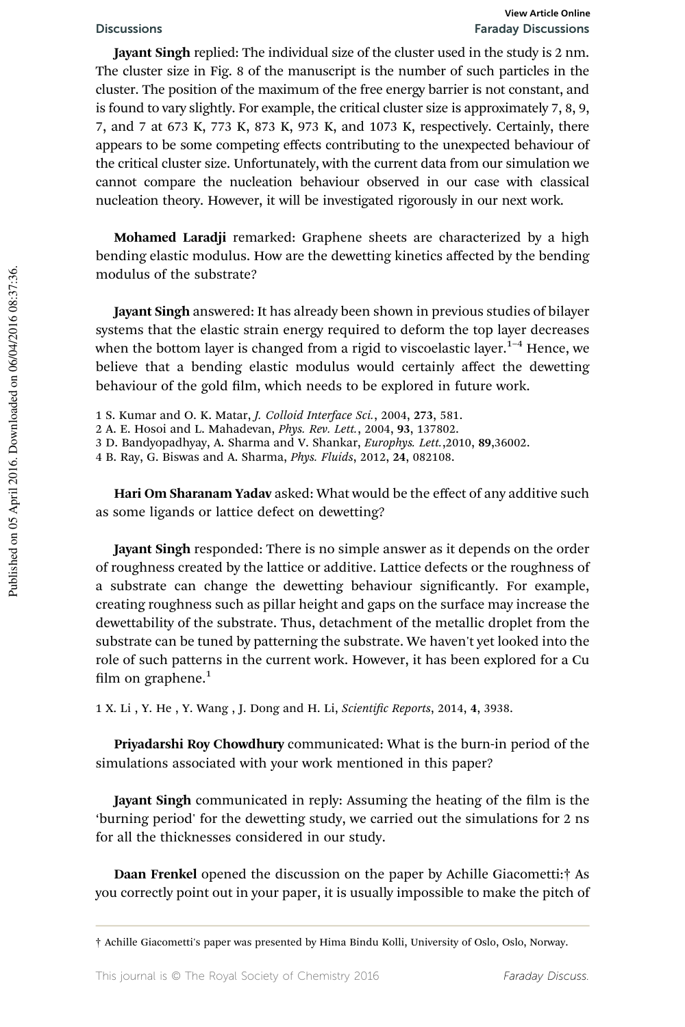**Jayant Singh** replied: The individual size of the cluster used in the study is 2 nm. The cluster size in Fig. 8 of the manuscript is the number of such particles in the cluster. The position of the maximum of the free energy barrier is not constant, and is found to vary slightly. For example, the critical cluster size is approximately 7, 8, 9, 7, and 7 at 673 K, 773 K, 873 K, 973 K, and 1073 K, respectively. Certainly, there appears to be some competing effects contributing to the unexpected behaviour of the critical cluster size. Unfortunately, with the current data from our simulation we cannot compare the nucleation behaviour observed in our case with classical nucleation theory. However, it will be investigated rigorously in our next work.

**Mohamed Laradji** remarked: Graphene sheets are characterized by a high bending elastic modulus. How are the dewetting kinetics affected by the bending modulus of the substrate?

**Jayant Singh** answered: It has already been shown in previous studies of bilayer systems that the elastic strain energy required to deform the top layer decreases when the bottom layer is changed from a rigid to viscoelastic layer.[1–4] Hence, we believe that a bending elastic modulus would certainly affect the dewetting behaviour of the gold film, which needs to be explored in future work.

1 S. Kumar and O. K. Matar, *J. Colloid Interface Sci.*, 2004, **273**, 581.
2 A. E. Hosoi and L. Mahadevan, *Phys. Rev. Lett.*, 2004, **93**, 137802.
3 D. Bandyopadhyay, A. Sharma and V. Shankar, *Europhys. Lett.*,2010, **89**,36002.
4 B. Ray, G. Biswas and A. Sharma, *Phys. Fluids*, 2012, **24**, 082108.

**Hari Om Sharanam Yadav** asked: What would be the effect of any additive such as some ligands or lattice defect on dewetting?

**Jayant Singh** responded: There is no simple answer as it depends on the order of roughness created by the lattice or additive. Lattice defects or the roughness of a substrate can change the dewetting behaviour significantly. For example, creating roughness such as pillar height and gaps on the surface may increase the dewettability of the substrate. Thus, detachment of the metallic droplet from the substrate can be tuned by patterning the substrate. We haven't yet looked into the role of such patterns in the current work. However, it has been explored for a Cu film on graphene.[1]

1 X. Li , Y. He , Y. Wang , J. Dong and H. Li, *Scientific Reports*, 2014, **4**, 3938.

**Priyadarshi Roy Chowdhury** communicated: What is the burn-in period of the simulations associated with your work mentioned in this paper?

**Jayant Singh** communicated in reply: Assuming the heating of the film is the 'burning period' for the dewetting study, we carried out the simulations for 2 ns for all the thicknesses considered in our study.

**Daan Frenkel** opened the discussion on the paper by Achille Giacometti:† As you correctly point out in your paper, it is usually impossible to make the pitch of

† Achille Giacometti's paper was presented by Hima Bindu Kolli, University of Oslo, Oslo, Norway.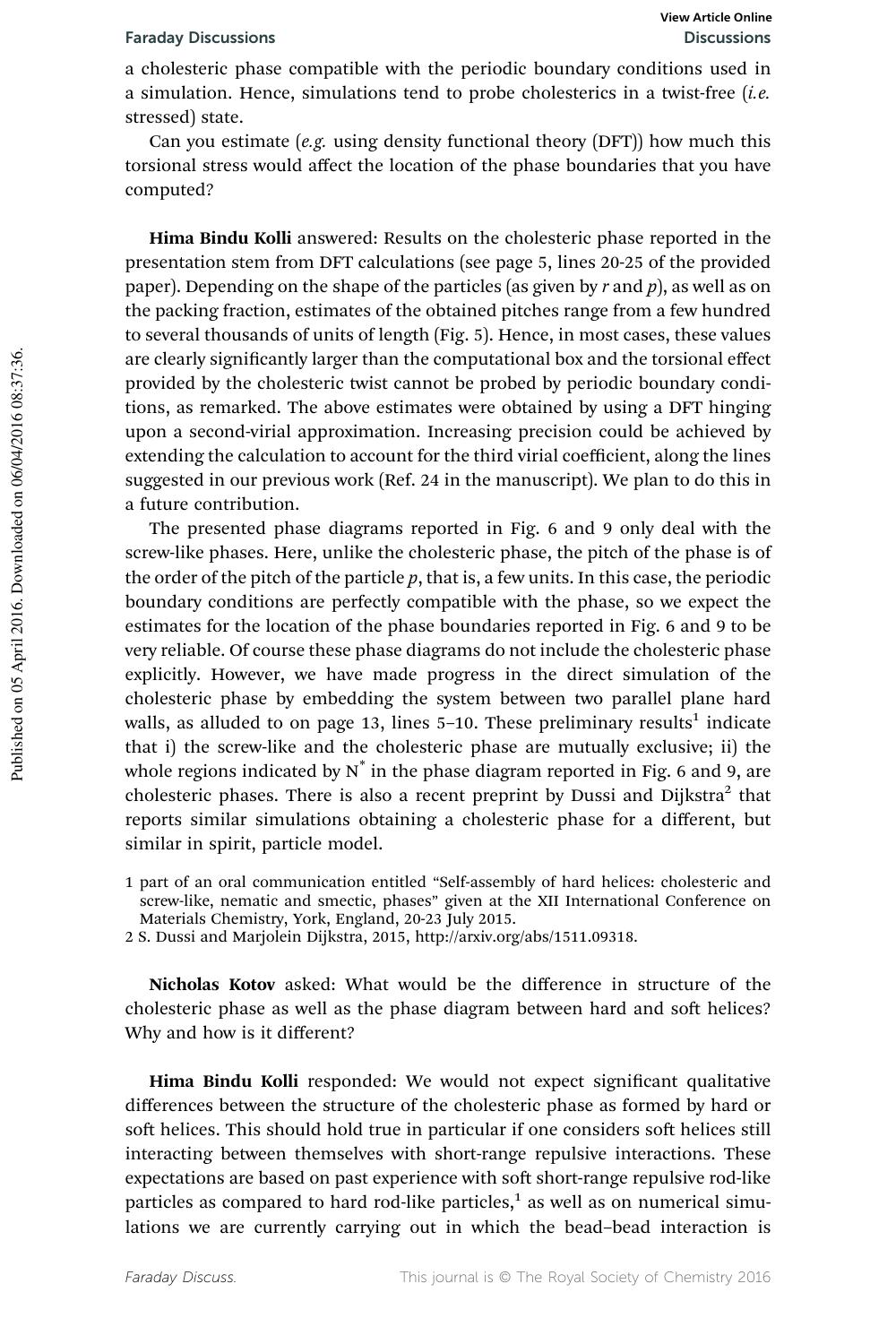a cholesteric phase compatible with the periodic boundary conditions used in a simulation. Hence, simulations tend to probe cholesterics in a twist-free (*i.e.* stressed) state.

Can you estimate (*e.g.* using density functional theory (DFT)) how much this torsional stress would affect the location of the phase boundaries that you have computed?

**Hima Bindu Kolli** answered: Results on the cholesteric phase reported in the presentation stem from DFT calculations (see page 5, lines 20-25 of the provided paper). Depending on the shape of the particles (as given by $r$ and $p$), as well as on the packing fraction, estimates of the obtained pitches range from a few hundred to several thousands of units of length (Fig. 5). Hence, in most cases, these values are clearly significantly larger than the computational box and the torsional effect provided by the cholesteric twist cannot be probed by periodic boundary conditions, as remarked. The above estimates were obtained by using a DFT hinging upon a second-virial approximation. Increasing precision could be achieved by extending the calculation to account for the third virial coefficient, along the lines suggested in our previous work (Ref. 24 in the manuscript). We plan to do this in a future contribution.

The presented phase diagrams reported in Fig. 6 and 9 only deal with the screw-like phases. Here, unlike the cholesteric phase, the pitch of the phase is of the order of the pitch of the particle $p$, that is, a few units. In this case, the periodic boundary conditions are perfectly compatible with the phase, so we expect the estimates for the location of the phase boundaries reported in Fig. 6 and 9 to be very reliable. Of course these phase diagrams do not include the cholesteric phase explicitly. However, we have made progress in the direct simulation of the cholesteric phase by embedding the system between two parallel plane hard walls, as alluded to on page 13, lines 5–10. These preliminary results[1] indicate that i) the screw-like and the cholesteric phase are mutually exclusive; ii) the whole regions indicated by $N^*$ in the phase diagram reported in Fig. 6 and 9, are cholesteric phases. There is also a recent preprint by Dussi and Dijkstra[2] that reports similar simulations obtaining a cholesteric phase for a different, but similar in spirit, particle model.

1 part of an oral communication entitled "Self-assembly of hard helices: cholesteric and screw-like, nematic and smectic, phases" given at the XII International Conference on Materials Chemistry, York, England, 20-23 July 2015.
2 S. Dussi and Marjolein Dijkstra, 2015, http://arxiv.org/abs/1511.09318.

**Nicholas Kotov** asked: What would be the difference in structure of the cholesteric phase as well as the phase diagram between hard and soft helices? Why and how is it different?

**Hima Bindu Kolli** responded: We would not expect significant qualitative differences between the structure of the cholesteric phase as formed by hard or soft helices. This should hold true in particular if one considers soft helices still interacting between themselves with short-range repulsive interactions. These expectations are based on past experience with soft short-range repulsive rod-like particles as compared to hard rod-like particles,[1] as well as on numerical simulations we are currently carrying out in which the bead–bead interaction is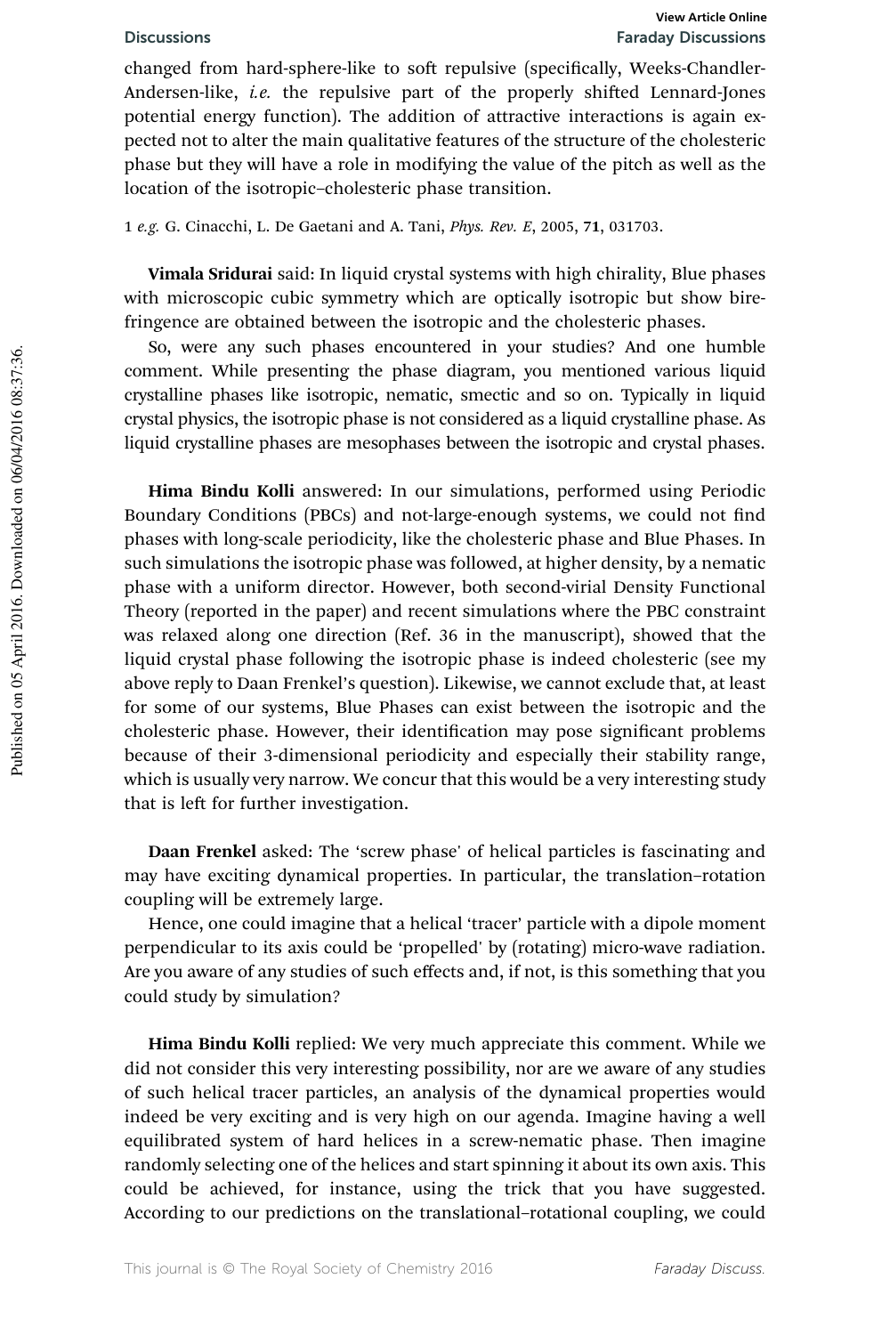changed from hard-sphere-like to soft repulsive (specifically, Weeks-Chandler-Andersen-like, *i.e.* the repulsive part of the properly shifted Lennard-Jones potential energy function). The addition of attractive interactions is again expected not to alter the main qualitative features of the structure of the cholesteric phase but they will have a role in modifying the value of the pitch as well as the location of the isotropic–cholesteric phase transition.

1 *e.g.* G. Cinacchi, L. De Gaetani and A. Tani, *Phys. Rev. E*, 2005, **71**, 031703.

**Vimala Sridurai** said: In liquid crystal systems with high chirality, Blue phases with microscopic cubic symmetry which are optically isotropic but show birefringence are obtained between the isotropic and the cholesteric phases.

So, were any such phases encountered in your studies? And one humble comment. While presenting the phase diagram, you mentioned various liquid crystalline phases like isotropic, nematic, smectic and so on. Typically in liquid crystal physics, the isotropic phase is not considered as a liquid crystalline phase. As liquid crystalline phases are mesophases between the isotropic and crystal phases.

**Hima Bindu Kolli** answered: In our simulations, performed using Periodic Boundary Conditions (PBCs) and not-large-enough systems, we could not find phases with long-scale periodicity, like the cholesteric phase and Blue Phases. In such simulations the isotropic phase was followed, at higher density, by a nematic phase with a uniform director. However, both second-virial Density Functional Theory (reported in the paper) and recent simulations where the PBC constraint was relaxed along one direction (Ref. 36 in the manuscript), showed that the liquid crystal phase following the isotropic phase is indeed cholesteric (see my above reply to Daan Frenkel's question). Likewise, we cannot exclude that, at least for some of our systems, Blue Phases can exist between the isotropic and the cholesteric phase. However, their identification may pose significant problems because of their 3-dimensional periodicity and especially their stability range, which is usually very narrow. We concur that this would be a very interesting study that is left for further investigation.

**Daan Frenkel** asked: The 'screw phase' of helical particles is fascinating and may have exciting dynamical properties. In particular, the translation–rotation coupling will be extremely large.

Hence, one could imagine that a helical 'tracer' particle with a dipole moment perpendicular to its axis could be 'propelled' by (rotating) micro-wave radiation. Are you aware of any studies of such effects and, if not, is this something that you could study by simulation?

**Hima Bindu Kolli** replied: We very much appreciate this comment. While we did not consider this very interesting possibility, nor are we aware of any studies of such helical tracer particles, an analysis of the dynamical properties would indeed be very exciting and is very high on our agenda. Imagine having a well equilibrated system of hard helices in a screw-nematic phase. Then imagine randomly selecting one of the helices and start spinning it about its own axis. This could be achieved, for instance, using the trick that you have suggested. According to our predictions on the translational–rotational coupling, we could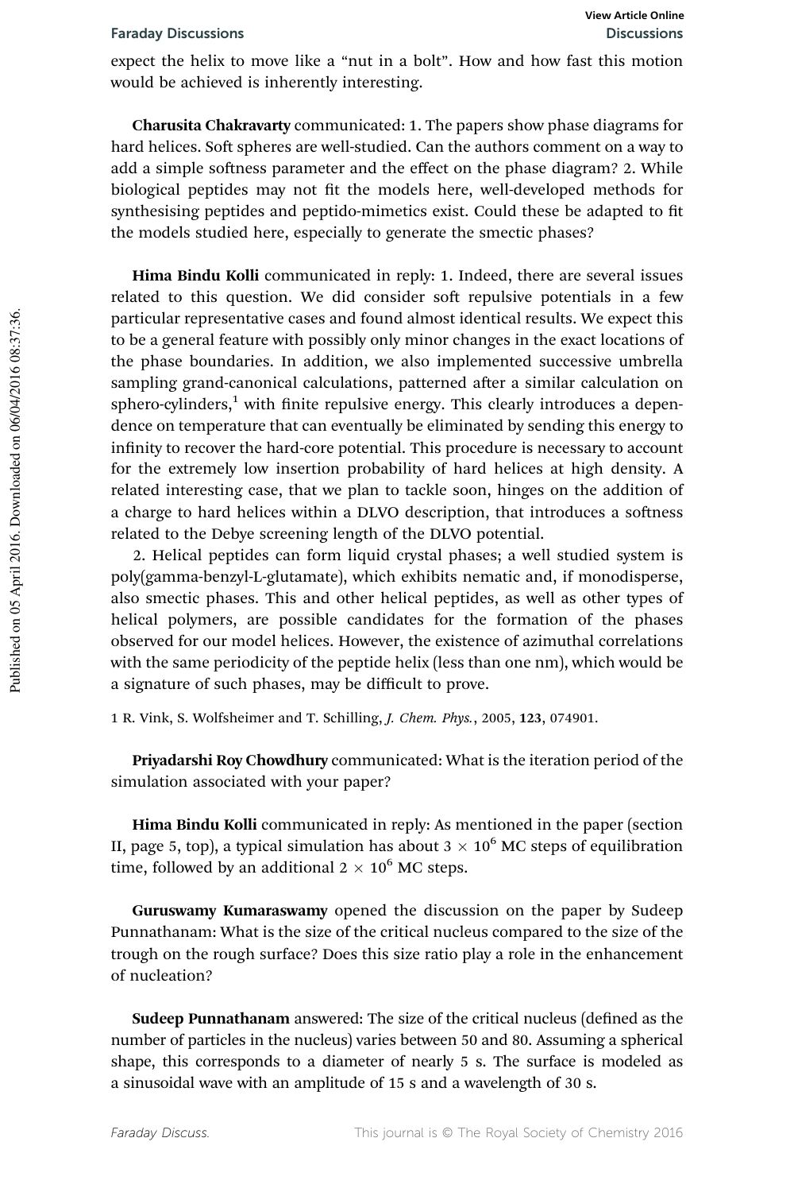expect the helix to move like a "nut in a bolt". How and how fast this motion would be achieved is inherently interesting.

**Charusita Chakravarty** communicated: 1. The papers show phase diagrams for hard helices. Soft spheres are well-studied. Can the authors comment on a way to add a simple softness parameter and the effect on the phase diagram? 2. While biological peptides may not fit the models here, well-developed methods for synthesising peptides and peptido-mimetics exist. Could these be adapted to fit the models studied here, especially to generate the smectic phases?

**Hima Bindu Kolli** communicated in reply: 1. Indeed, there are several issues related to this question. We did consider soft repulsive potentials in a few particular representative cases and found almost identical results. We expect this to be a general feature with possibly only minor changes in the exact locations of the phase boundaries. In addition, we also implemented successive umbrella sampling grand-canonical calculations, patterned after a similar calculation on sphero-cylinders,[1] with finite repulsive energy. This clearly introduces a dependence on temperature that can eventually be eliminated by sending this energy to infinity to recover the hard-core potential. This procedure is necessary to account for the extremely low insertion probability of hard helices at high density. A related interesting case, that we plan to tackle soon, hinges on the addition of a charge to hard helices within a DLVO description, that introduces a softness related to the Debye screening length of the DLVO potential.

2. Helical peptides can form liquid crystal phases; a well studied system is poly(gamma-benzyl-L-glutamate), which exhibits nematic and, if monodisperse, also smectic phases. This and other helical peptides, as well as other types of helical polymers, are possible candidates for the formation of the phases observed for our model helices. However, the existence of azimuthal correlations with the same periodicity of the peptide helix (less than one nm), which would be a signature of such phases, may be difficult to prove.

1 R. Vink, S. Wolfsheimer and T. Schilling, *J. Chem. Phys.*, 2005, **123**, 074901.

**Priyadarshi Roy Chowdhury** communicated: What is the iteration period of the simulation associated with your paper?

**Hima Bindu Kolli** communicated in reply: As mentioned in the paper (section II, page 5, top), a typical simulation has about $3 \times 10^6$ MC steps of equilibration time, followed by an additional $2 \times 10^6$ MC steps.

**Guruswamy Kumaraswamy** opened the discussion on the paper by Sudeep Punnathanam: What is the size of the critical nucleus compared to the size of the trough on the rough surface? Does this size ratio play a role in the enhancement of nucleation?

**Sudeep Punnathanam** answered: The size of the critical nucleus (defined as the number of particles in the nucleus) varies between 50 and 80. Assuming a spherical shape, this corresponds to a diameter of nearly 5 s. The surface is modeled as a sinusoidal wave with an amplitude of 15 s and a wavelength of 30 s.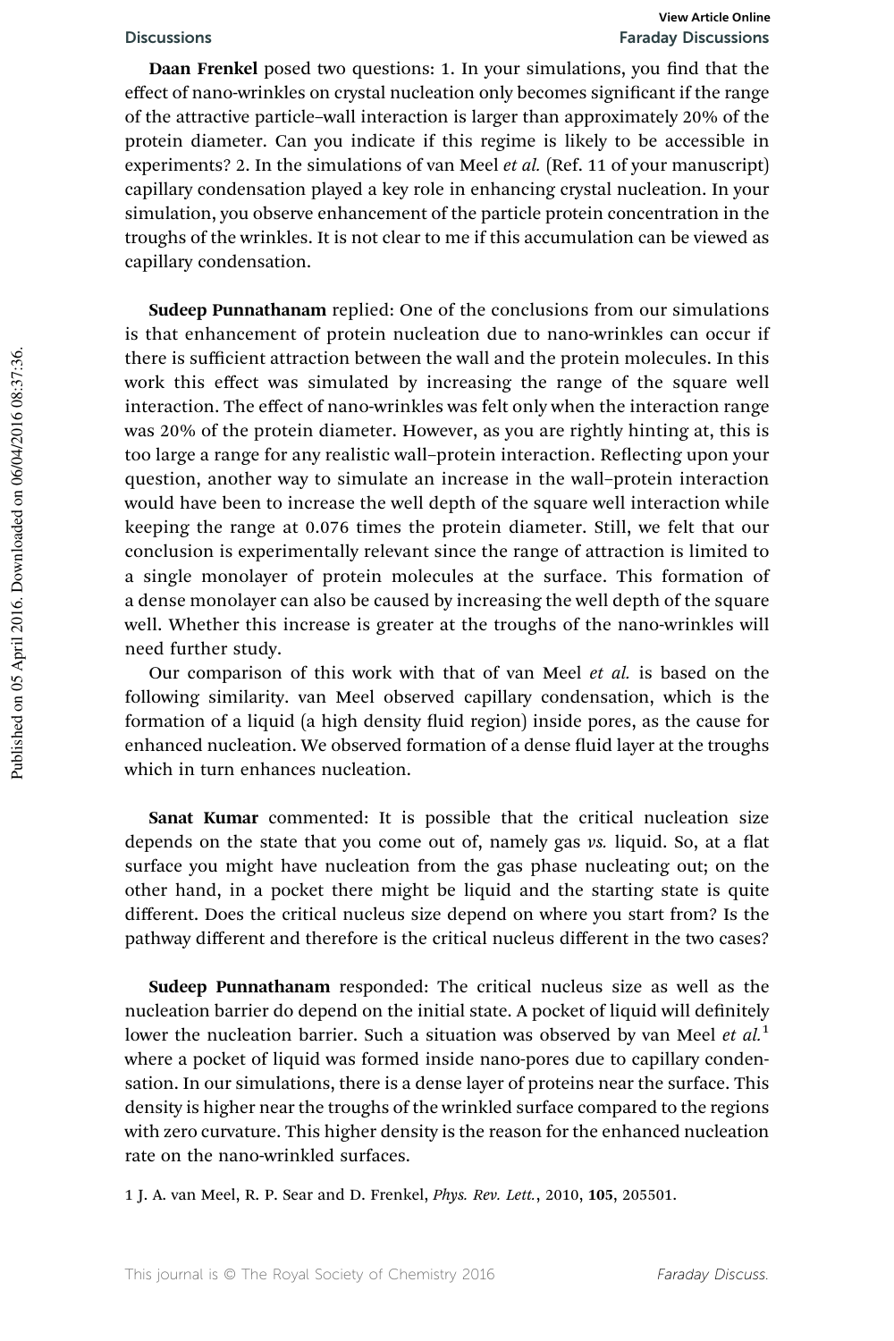**Daan Frenkel** posed two questions: 1. In your simulations, you find that the effect of nano-wrinkles on crystal nucleation only becomes significant if the range of the attractive particle–wall interaction is larger than approximately 20% of the protein diameter. Can you indicate if this regime is likely to be accessible in experiments? 2. In the simulations of van Meel *et al.* (Ref. 11 of your manuscript) capillary condensation played a key role in enhancing crystal nucleation. In your simulation, you observe enhancement of the particle protein concentration in the troughs of the wrinkles. It is not clear to me if this accumulation can be viewed as capillary condensation.

**Sudeep Punnathanam** replied: One of the conclusions from our simulations is that enhancement of protein nucleation due to nano-wrinkles can occur if there is sufficient attraction between the wall and the protein molecules. In this work this effect was simulated by increasing the range of the square well interaction. The effect of nano-wrinkles was felt only when the interaction range was 20% of the protein diameter. However, as you are rightly hinting at, this is too large a range for any realistic wall–protein interaction. Reflecting upon your question, another way to simulate an increase in the wall–protein interaction would have been to increase the well depth of the square well interaction while keeping the range at 0.076 times the protein diameter. Still, we felt that our conclusion is experimentally relevant since the range of attraction is limited to a single monolayer of protein molecules at the surface. This formation of a dense monolayer can also be caused by increasing the well depth of the square well. Whether this increase is greater at the troughs of the nano-wrinkles will need further study.

Our comparison of this work with that of van Meel *et al.* is based on the following similarity. van Meel observed capillary condensation, which is the formation of a liquid (a high density fluid region) inside pores, as the cause for enhanced nucleation. We observed formation of a dense fluid layer at the troughs which in turn enhances nucleation.

**Sanat Kumar** commented: It is possible that the critical nucleation size depends on the state that you come out of, namely gas *vs.* liquid. So, at a flat surface you might have nucleation from the gas phase nucleating out; on the other hand, in a pocket there might be liquid and the starting state is quite different. Does the critical nucleus size depend on where you start from? Is the pathway different and therefore is the critical nucleus different in the two cases?

**Sudeep Punnathanam** responded: The critical nucleus size as well as the nucleation barrier do depend on the initial state. A pocket of liquid will definitely lower the nucleation barrier. Such a situation was observed by van Meel *et al.*[1] where a pocket of liquid was formed inside nano-pores due to capillary condensation. In our simulations, there is a dense layer of proteins near the surface. This density is higher near the troughs of the wrinkled surface compared to the regions with zero curvature. This higher density is the reason for the enhanced nucleation rate on the nano-wrinkled surfaces.

1 J. A. van Meel, R. P. Sear and D. Frenkel, *Phys. Rev. Lett.*, 2010, **105**, 205501.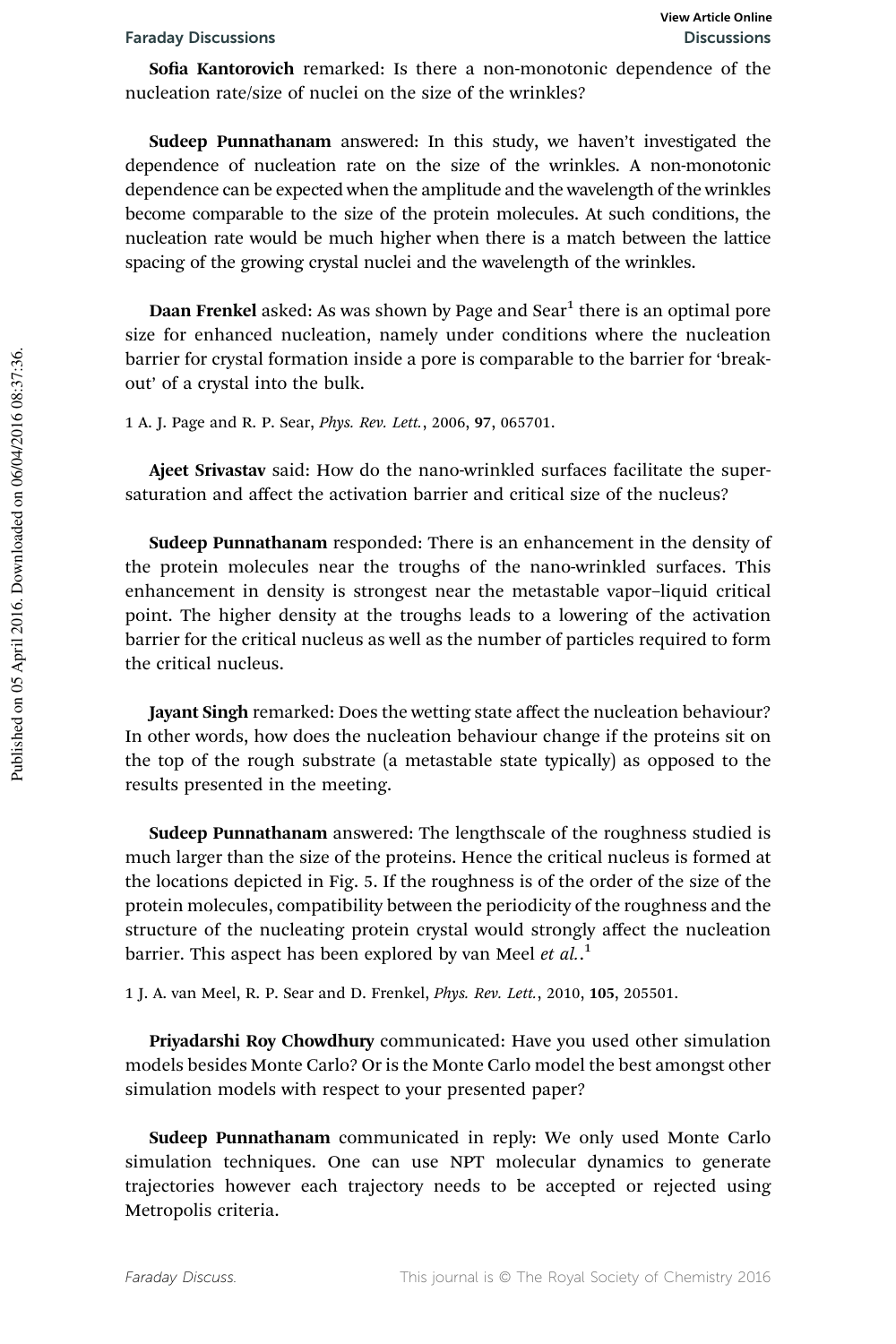**Sofia Kantorovich** remarked: Is there a non-monotonic dependence of the nucleation rate/size of nuclei on the size of the wrinkles?

**Sudeep Punnathanam** answered: In this study, we haven't investigated the dependence of nucleation rate on the size of the wrinkles. A non-monotonic dependence can be expected when the amplitude and the wavelength of the wrinkles become comparable to the size of the protein molecules. At such conditions, the nucleation rate would be much higher when there is a match between the lattice spacing of the growing crystal nuclei and the wavelength of the wrinkles.

**Daan Frenkel** asked: As was shown by Page and Sear[1] there is an optimal pore size for enhanced nucleation, namely under conditions where the nucleation barrier for crystal formation inside a pore is comparable to the barrier for 'break-out' of a crystal into the bulk.

1 A. J. Page and R. P. Sear, *Phys. Rev. Lett.*, 2006, **97**, 065701.

**Ajeet Srivastav** said: How do the nano-wrinkled surfaces facilitate the supersaturation and affect the activation barrier and critical size of the nucleus?

**Sudeep Punnathanam** responded: There is an enhancement in the density of the protein molecules near the troughs of the nano-wrinkled surfaces. This enhancement in density is strongest near the metastable vapor–liquid critical point. The higher density at the troughs leads to a lowering of the activation barrier for the critical nucleus as well as the number of particles required to form the critical nucleus.

**Jayant Singh** remarked: Does the wetting state affect the nucleation behaviour? In other words, how does the nucleation behaviour change if the proteins sit on the top of the rough substrate (a metastable state typically) as opposed to the results presented in the meeting.

**Sudeep Punnathanam** answered: The lengthscale of the roughness studied is much larger than the size of the proteins. Hence the critical nucleus is formed at the locations depicted in Fig. 5. If the roughness is of the order of the size of the protein molecules, compatibility between the periodicity of the roughness and the structure of the nucleating protein crystal would strongly affect the nucleation barrier. This aspect has been explored by van Meel *et al.*.[1]

1 J. A. van Meel, R. P. Sear and D. Frenkel, *Phys. Rev. Lett.*, 2010, **105**, 205501.

**Priyadarshi Roy Chowdhury** communicated: Have you used other simulation models besides Monte Carlo? Or is the Monte Carlo model the best amongst other simulation models with respect to your presented paper?

**Sudeep Punnathanam** communicated in reply: We only used Monte Carlo simulation techniques. One can use NPT molecular dynamics to generate trajectories however each trajectory needs to be accepted or rejected using Metropolis criteria.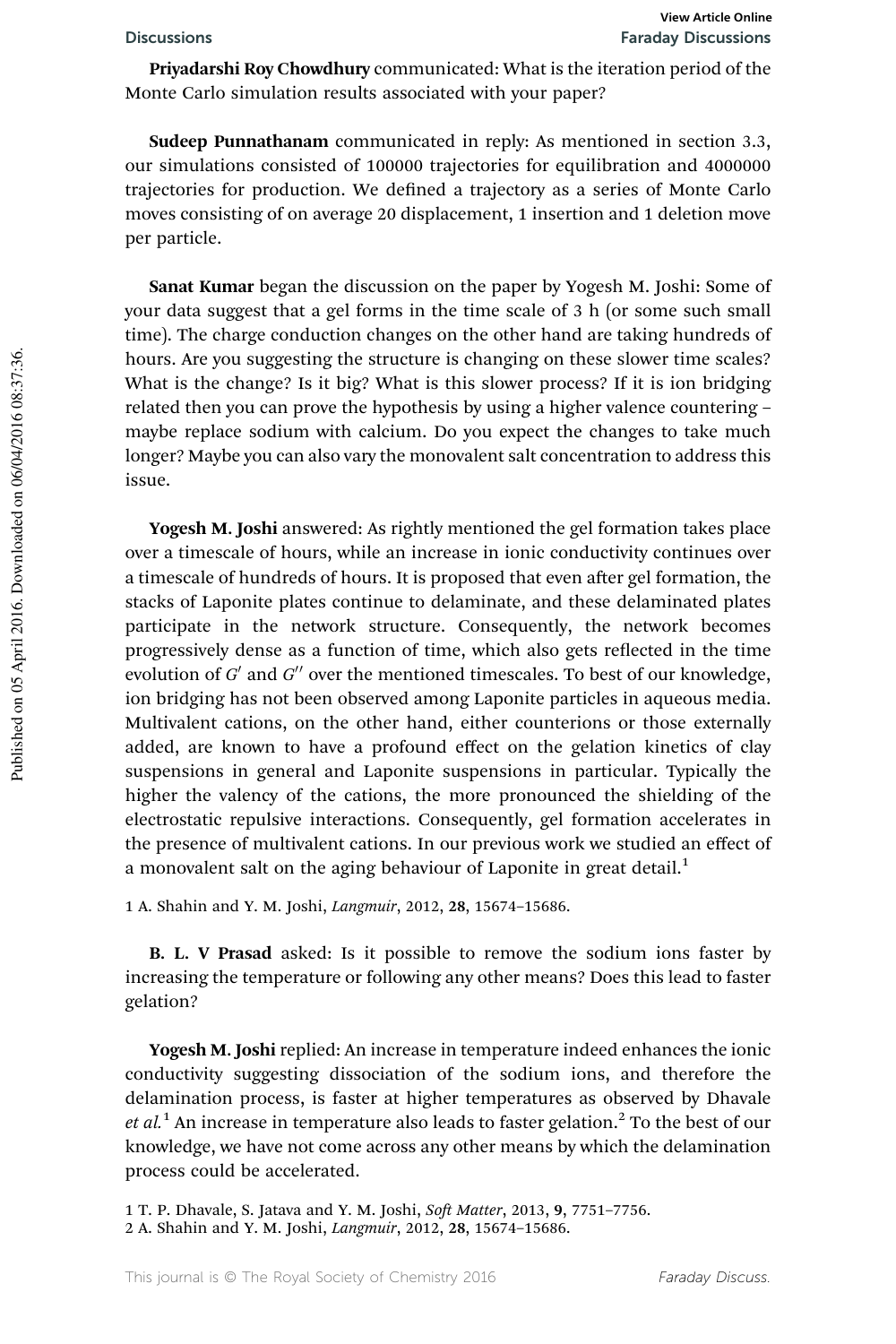**Priyadarshi Roy Chowdhury** communicated: What is the iteration period of the Monte Carlo simulation results associated with your paper?

**Sudeep Punnathanam** communicated in reply: As mentioned in section 3.3, our simulations consisted of 100000 trajectories for equilibration and 4000000 trajectories for production. We defined a trajectory as a series of Monte Carlo moves consisting of on average 20 displacement, 1 insertion and 1 deletion move per particle.

**Sanat Kumar** began the discussion on the paper by Yogesh M. Joshi: Some of your data suggest that a gel forms in the time scale of 3 h (or some such small time). The charge conduction changes on the other hand are taking hundreds of hours. Are you suggesting the structure is changing on these slower time scales? What is the change? Is it big? What is this slower process? If it is ion bridging related then you can prove the hypothesis by using a higher valence countering – maybe replace sodium with calcium. Do you expect the changes to take much longer? Maybe you can also vary the monovalent salt concentration to address this issue.

**Yogesh M. Joshi** answered: As rightly mentioned the gel formation takes place over a timescale of hours, while an increase in ionic conductivity continues over a timescale of hundreds of hours. It is proposed that even after gel formation, the stacks of Laponite plates continue to delaminate, and these delaminated plates participate in the network structure. Consequently, the network becomes progressively dense as a function of time, which also gets reflected in the time evolution of $G'$ and $G''$ over the mentioned timescales. To best of our knowledge, ion bridging has not been observed among Laponite particles in aqueous media. Multivalent cations, on the other hand, either counterions or those externally added, are known to have a profound effect on the gelation kinetics of clay suspensions in general and Laponite suspensions in particular. Typically the higher the valency of the cations, the more pronounced the shielding of the electrostatic repulsive interactions. Consequently, gel formation accelerates in the presence of multivalent cations. In our previous work we studied an effect of a monovalent salt on the aging behaviour of Laponite in great detail.[1]

1 A. Shahin and Y. M. Joshi, *Langmuir*, 2012, **28**, 15674–15686.

**B. L. V Prasad** asked: Is it possible to remove the sodium ions faster by increasing the temperature or following any other means? Does this lead to faster gelation?

**Yogesh M. Joshi** replied: An increase in temperature indeed enhances the ionic conductivity suggesting dissociation of the sodium ions, and therefore the delamination process, is faster at higher temperatures as observed by Dhavale *et al.*[1] An increase in temperature also leads to faster gelation.[2] To the best of our knowledge, we have not come across any other means by which the delamination process could be accelerated.

1 T. P. Dhavale, S. Jatava and Y. M. Joshi, *Soft Matter*, 2013, **9**, 7751–7756.
2 A. Shahin and Y. M. Joshi, *Langmuir*, 2012, **28**, 15674–15686.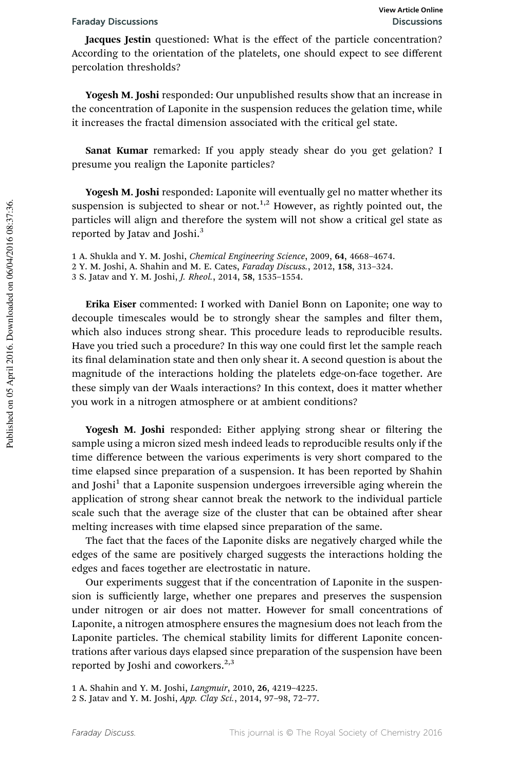**Jacques Jestin** questioned: What is the effect of the particle concentration? According to the orientation of the platelets, one should expect to see different percolation thresholds?

**Yogesh M. Joshi** responded: Our unpublished results show that an increase in the concentration of Laponite in the suspension reduces the gelation time, while it increases the fractal dimension associated with the critical gel state.

**Sanat Kumar** remarked: If you apply steady shear do you get gelation? I presume you realign the Laponite particles?

**Yogesh M. Joshi** responded: Laponite will eventually gel no matter whether its suspension is subjected to shear or not.[1,2] However, as rightly pointed out, the particles will align and therefore the system will not show a critical gel state as reported by Jatav and Joshi.[3]

1 A. Shukla and Y. M. Joshi, *Chemical Engineering Science*, 2009, **64**, 4668–4674.
2 Y. M. Joshi, A. Shahin and M. E. Cates, *Faraday Discuss.*, 2012, **158**, 313–324.
3 S. Jatav and Y. M. Joshi, *J. Rheol.*, 2014, **58**, 1535–1554.

**Erika Eiser** commented: I worked with Daniel Bonn on Laponite; one way to decouple timescales would be to strongly shear the samples and filter them, which also induces strong shear. This procedure leads to reproducible results. Have you tried such a procedure? In this way one could first let the sample reach its final delamination state and then only shear it. A second question is about the magnitude of the interactions holding the platelets edge-on-face together. Are these simply van der Waals interactions? In this context, does it matter whether you work in a nitrogen atmosphere or at ambient conditions?

**Yogesh M. Joshi** responded: Either applying strong shear or filtering the sample using a micron sized mesh indeed leads to reproducible results only if the time difference between the various experiments is very short compared to the time elapsed since preparation of a suspension. It has been reported by Shahin and Joshi[1] that a Laponite suspension undergoes irreversible aging wherein the application of strong shear cannot break the network to the individual particle scale such that the average size of the cluster that can be obtained after shear melting increases with time elapsed since preparation of the same.

The fact that the faces of the Laponite disks are negatively charged while the edges of the same are positively charged suggests the interactions holding the edges and faces together are electrostatic in nature.

Our experiments suggest that if the concentration of Laponite in the suspension is sufficiently large, whether one prepares and preserves the suspension under nitrogen or air does not matter. However for small concentrations of Laponite, a nitrogen atmosphere ensures the magnesium does not leach from the Laponite particles. The chemical stability limits for different Laponite concentrations after various days elapsed since preparation of the suspension have been reported by Joshi and coworkers.[2,3]

1 A. Shahin and Y. M. Joshi, *Langmuir*, 2010, **26**, 4219–4225.
2 S. Jatav and Y. M. Joshi, *App. Clay Sci.*, 2014, 97–98, 72–77.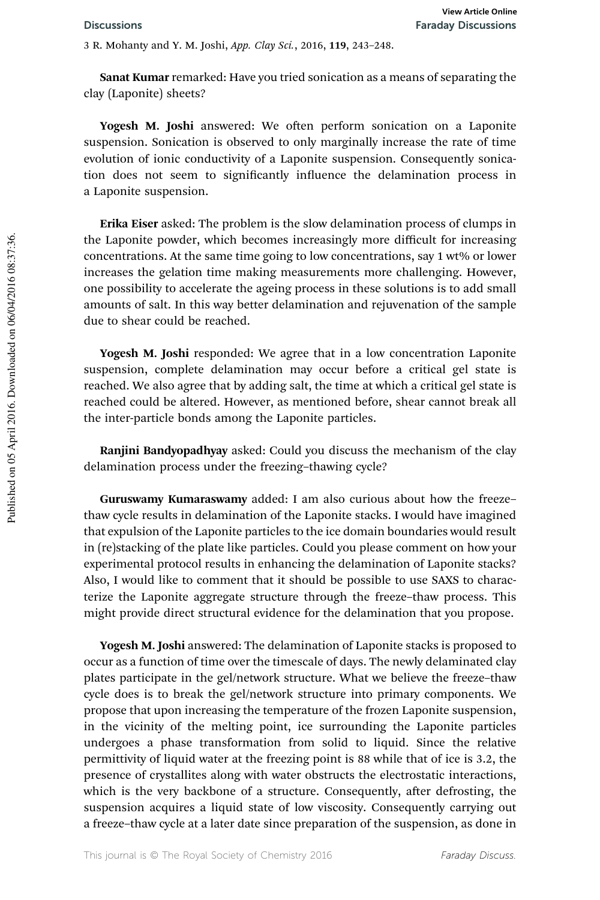3 R. Mohanty and Y. M. Joshi, *App. Clay Sci.*, 2016, **119**, 243–248.

**Sanat Kumar** remarked: Have you tried sonication as a means of separating the clay (Laponite) sheets?

**Yogesh M. Joshi** answered: We often perform sonication on a Laponite suspension. Sonication is observed to only marginally increase the rate of time evolution of ionic conductivity of a Laponite suspension. Consequently sonication does not seem to significantly influence the delamination process in a Laponite suspension.

**Erika Eiser** asked: The problem is the slow delamination process of clumps in the Laponite powder, which becomes increasingly more difficult for increasing concentrations. At the same time going to low concentrations, say 1 wt% or lower increases the gelation time making measurements more challenging. However, one possibility to accelerate the ageing process in these solutions is to add small amounts of salt. In this way better delamination and rejuvenation of the sample due to shear could be reached.

**Yogesh M. Joshi** responded: We agree that in a low concentration Laponite suspension, complete delamination may occur before a critical gel state is reached. We also agree that by adding salt, the time at which a critical gel state is reached could be altered. However, as mentioned before, shear cannot break all the inter-particle bonds among the Laponite particles.

**Ranjini Bandyopadhyay** asked: Could you discuss the mechanism of the clay delamination process under the freezing–thawing cycle?

**Guruswamy Kumaraswamy** added: I am also curious about how the freeze–thaw cycle results in delamination of the Laponite stacks. I would have imagined that expulsion of the Laponite particles to the ice domain boundaries would result in (re)stacking of the plate like particles. Could you please comment on how your experimental protocol results in enhancing the delamination of Laponite stacks? Also, I would like to comment that it should be possible to use SAXS to characterize the Laponite aggregate structure through the freeze–thaw process. This might provide direct structural evidence for the delamination that you propose.

**Yogesh M. Joshi** answered: The delamination of Laponite stacks is proposed to occur as a function of time over the timescale of days. The newly delaminated clay plates participate in the gel/network structure. What we believe the freeze–thaw cycle does is to break the gel/network structure into primary components. We propose that upon increasing the temperature of the frozen Laponite suspension, in the vicinity of the melting point, ice surrounding the Laponite particles undergoes a phase transformation from solid to liquid. Since the relative permittivity of liquid water at the freezing point is 88 while that of ice is 3.2, the presence of crystallites along with water obstructs the electrostatic interactions, which is the very backbone of a structure. Consequently, after defrosting, the suspension acquires a liquid state of low viscosity. Consequently carrying out a freeze–thaw cycle at a later date since preparation of the suspension, as done in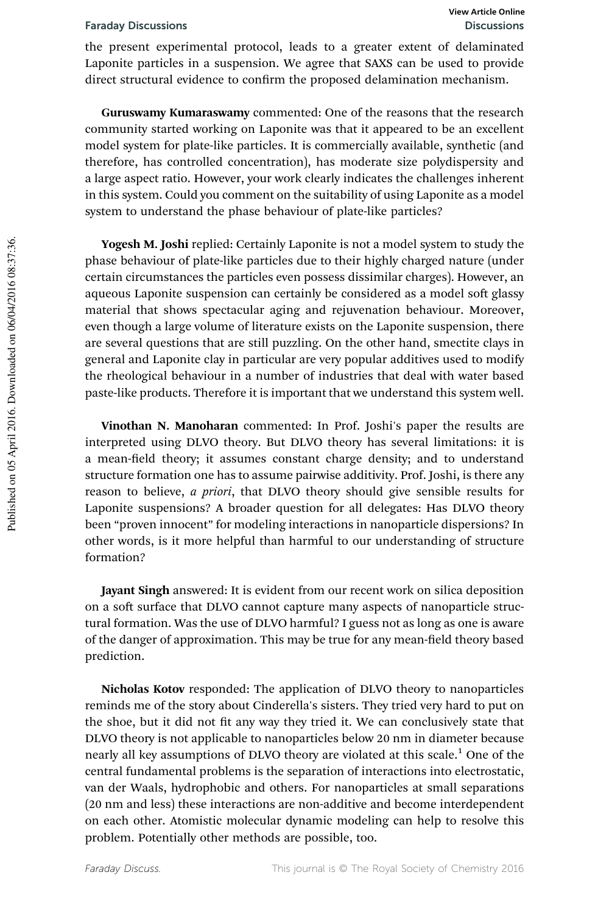the present experimental protocol, leads to a greater extent of delaminated Laponite particles in a suspension. We agree that SAXS can be used to provide direct structural evidence to confirm the proposed delamination mechanism.

**Guruswamy Kumaraswamy** commented: One of the reasons that the research community started working on Laponite was that it appeared to be an excellent model system for plate-like particles. It is commercially available, synthetic (and therefore, has controlled concentration), has moderate size polydispersity and a large aspect ratio. However, your work clearly indicates the challenges inherent in this system. Could you comment on the suitability of using Laponite as a model system to understand the phase behaviour of plate-like particles?

**Yogesh M. Joshi** replied: Certainly Laponite is not a model system to study the phase behaviour of plate-like particles due to their highly charged nature (under certain circumstances the particles even possess dissimilar charges). However, an aqueous Laponite suspension can certainly be considered as a model soft glassy material that shows spectacular aging and rejuvenation behaviour. Moreover, even though a large volume of literature exists on the Laponite suspension, there are several questions that are still puzzling. On the other hand, smectite clays in general and Laponite clay in particular are very popular additives used to modify the rheological behaviour in a number of industries that deal with water based paste-like products. Therefore it is important that we understand this system well.

**Vinothan N. Manoharan** commented: In Prof. Joshi's paper the results are interpreted using DLVO theory. But DLVO theory has several limitations: it is a mean-field theory; it assumes constant charge density; and to understand structure formation one has to assume pairwise additivity. Prof. Joshi, is there any reason to believe, *a priori*, that DLVO theory should give sensible results for Laponite suspensions? A broader question for all delegates: Has DLVO theory been "proven innocent" for modeling interactions in nanoparticle dispersions? In other words, is it more helpful than harmful to our understanding of structure formation?

**Jayant Singh** answered: It is evident from our recent work on silica deposition on a soft surface that DLVO cannot capture many aspects of nanoparticle structural formation. Was the use of DLVO harmful? I guess not as long as one is aware of the danger of approximation. This may be true for any mean-field theory based prediction.

**Nicholas Kotov** responded: The application of DLVO theory to nanoparticles reminds me of the story about Cinderella's sisters. They tried very hard to put on the shoe, but it did not fit any way they tried it. We can conclusively state that DLVO theory is not applicable to nanoparticles below 20 nm in diameter because nearly all key assumptions of DLVO theory are violated at this scale.[1] One of the central fundamental problems is the separation of interactions into electrostatic, van der Waals, hydrophobic and others. For nanoparticles at small separations (20 nm and less) these interactions are non-additive and become interdependent on each other. Atomistic molecular dynamic modeling can help to resolve this problem. Potentially other methods are possible, too.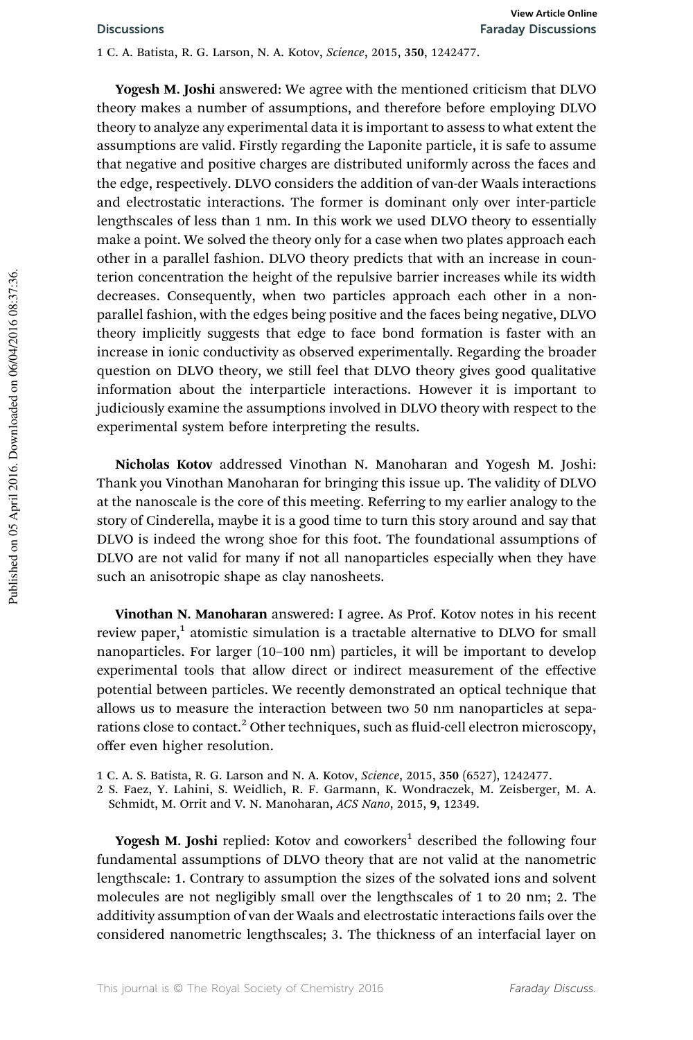1 C. A. Batista, R. G. Larson, N. A. Kotov, *Science*, 2015, **350**, 1242477.

**Yogesh M. Joshi** answered: We agree with the mentioned criticism that DLVO theory makes a number of assumptions, and therefore before employing DLVO theory to analyze any experimental data it is important to assess to what extent the assumptions are valid. Firstly regarding the Laponite particle, it is safe to assume that negative and positive charges are distributed uniformly across the faces and the edge, respectively. DLVO considers the addition of van-der Waals interactions and electrostatic interactions. The former is dominant only over inter-particle lengthscales of less than 1 nm. In this work we used DLVO theory to essentially make a point. We solved the theory only for a case when two plates approach each other in a parallel fashion. DLVO theory predicts that with an increase in counterion concentration the height of the repulsive barrier increases while its width decreases. Consequently, when two particles approach each other in a non-parallel fashion, with the edges being positive and the faces being negative, DLVO theory implicitly suggests that edge to face bond formation is faster with an increase in ionic conductivity as observed experimentally. Regarding the broader question on DLVO theory, we still feel that DLVO theory gives good qualitative information about the interparticle interactions. However it is important to judiciously examine the assumptions involved in DLVO theory with respect to the experimental system before interpreting the results.

**Nicholas Kotov** addressed Vinothan N. Manoharan and Yogesh M. Joshi: Thank you Vinothan Manoharan for bringing this issue up. The validity of DLVO at the nanoscale is the core of this meeting. Referring to my earlier analogy to the story of Cinderella, maybe it is a good time to turn this story around and say that DLVO is indeed the wrong shoe for this foot. The foundational assumptions of DLVO are not valid for many if not all nanoparticles especially when they have such an anisotropic shape as clay nanosheets.

**Vinothan N. Manoharan** answered: I agree. As Prof. Kotov notes in his recent review paper,[1] atomistic simulation is a tractable alternative to DLVO for small nanoparticles. For larger (10–100 nm) particles, it will be important to develop experimental tools that allow direct or indirect measurement of the effective potential between particles. We recently demonstrated an optical technique that allows us to measure the interaction between two 50 nm nanoparticles at separations close to contact.[2] Other techniques, such as fluid-cell electron microscopy, offer even higher resolution.

1 C. A. S. Batista, R. G. Larson and N. A. Kotov, *Science*, 2015, **350** (6527), 1242477.
2 S. Faez, Y. Lahini, S. Weidlich, R. F. Garmann, K. Wondraczek, M. Zeisberger, M. A. Schmidt, M. Orrit and V. N. Manoharan, *ACS Nano*, 2015, **9**, 12349.

**Yogesh M. Joshi** replied: Kotov and coworkers[1] described the following four fundamental assumptions of DLVO theory that are not valid at the nanometric lengthscale: 1. Contrary to assumption the sizes of the solvated ions and solvent molecules are not negligibly small over the lengthscales of 1 to 20 nm; 2. The additivity assumption of van der Waals and electrostatic interactions fails over the considered nanometric lengthscales; 3. The thickness of an interfacial layer on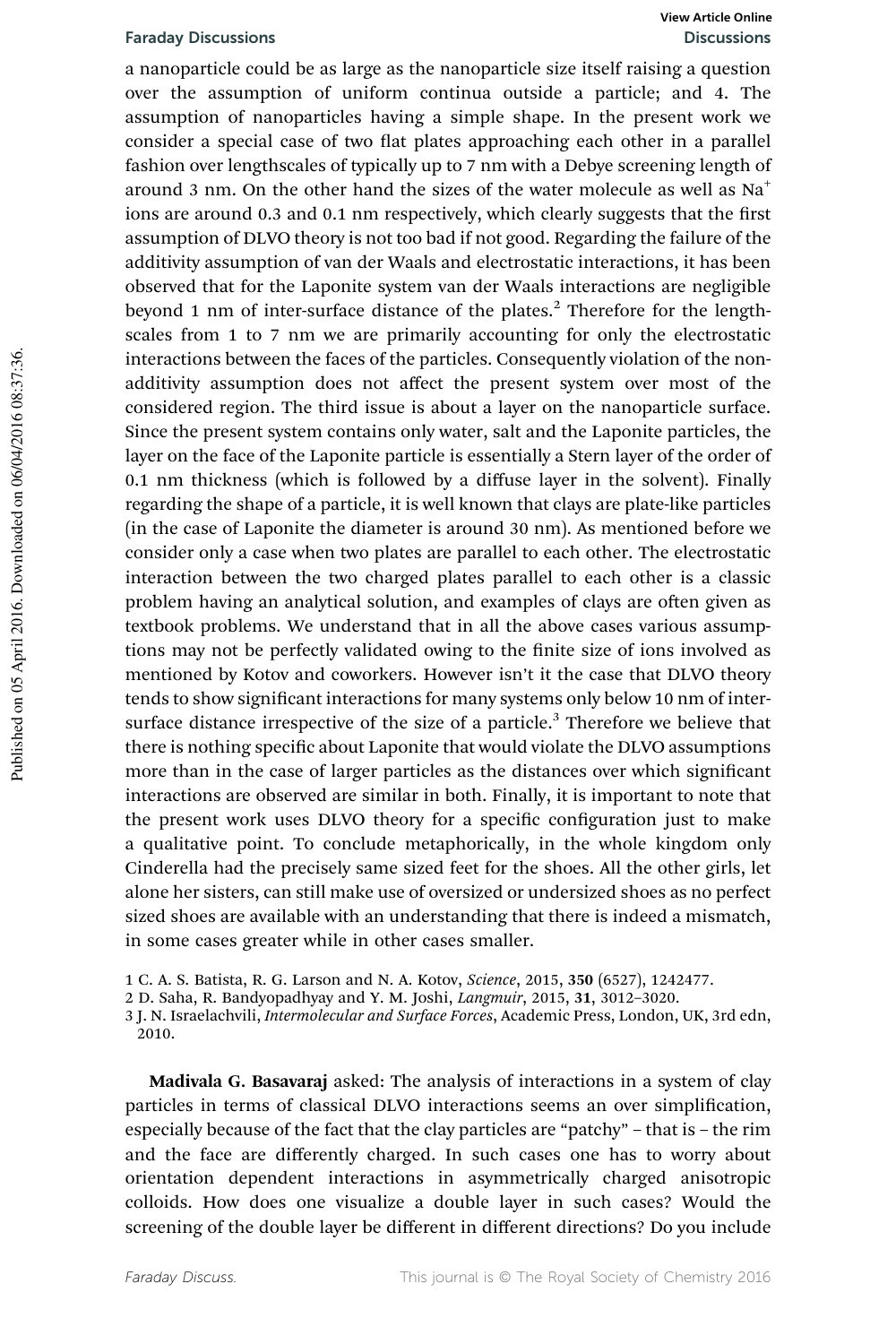a nanoparticle could be as large as the nanoparticle size itself raising a question over the assumption of uniform continua outside a particle; and 4. The assumption of nanoparticles having a simple shape. In the present work we consider a special case of two flat plates approaching each other in a parallel fashion over lengthscales of typically up to 7 nm with a Debye screening length of around 3 nm. On the other hand the sizes of the water molecule as well as $Na^+$ ions are around 0.3 and 0.1 nm respectively, which clearly suggests that the first assumption of DLVO theory is not too bad if not good. Regarding the failure of the additivity assumption of van der Waals and electrostatic interactions, it has been observed that for the Laponite system van der Waals interactions are negligible beyond 1 nm of inter-surface distance of the plates.[2] Therefore for the length-scales from 1 to 7 nm we are primarily accounting for only the electrostatic interactions between the faces of the particles. Consequently violation of the non-additivity assumption does not affect the present system over most of the considered region. The third issue is about a layer on the nanoparticle surface. Since the present system contains only water, salt and the Laponite particles, the layer on the face of the Laponite particle is essentially a Stern layer of the order of 0.1 nm thickness (which is followed by a diffuse layer in the solvent). Finally regarding the shape of a particle, it is well known that clays are plate-like particles (in the case of Laponite the diameter is around 30 nm). As mentioned before we consider only a case when two plates are parallel to each other. The electrostatic interaction between the two charged plates parallel to each other is a classic problem having an analytical solution, and examples of clays are often given as textbook problems. We understand that in all the above cases various assumptions may not be perfectly validated owing to the finite size of ions involved as mentioned by Kotov and coworkers. However isn't it the case that DLVO theory tends to show significant interactions for many systems only below 10 nm of inter-surface distance irrespective of the size of a particle.[3] Therefore we believe that there is nothing specific about Laponite that would violate the DLVO assumptions more than in the case of larger particles as the distances over which significant interactions are observed are similar in both. Finally, it is important to note that the present work uses DLVO theory for a specific configuration just to make a qualitative point. To conclude metaphorically, in the whole kingdom only Cinderella had the precisely same sized feet for the shoes. All the other girls, let alone her sisters, can still make use of oversized or undersized shoes as no perfect sized shoes are available with an understanding that there is indeed a mismatch, in some cases greater while in other cases smaller.

1 C. A. S. Batista, R. G. Larson and N. A. Kotov, *Science*, 2015, **350** (6527), 1242477.

2 D. Saha, R. Bandyopadhyay and Y. M. Joshi, *Langmuir*, 2015, **31**, 3012–3020.

3 J. N. Israelachvili, *Intermolecular and Surface Forces*, Academic Press, London, UK, 3rd edn, 2010.

**Madivala G. Basavaraj** asked: The analysis of interactions in a system of clay particles in terms of classical DLVO interactions seems an over simplification, especially because of the fact that the clay particles are "patchy" – that is – the rim and the face are differently charged. In such cases one has to worry about orientation dependent interactions in asymmetrically charged anisotropic colloids. How does one visualize a double layer in such cases? Would the screening of the double layer be different in different directions? Do you include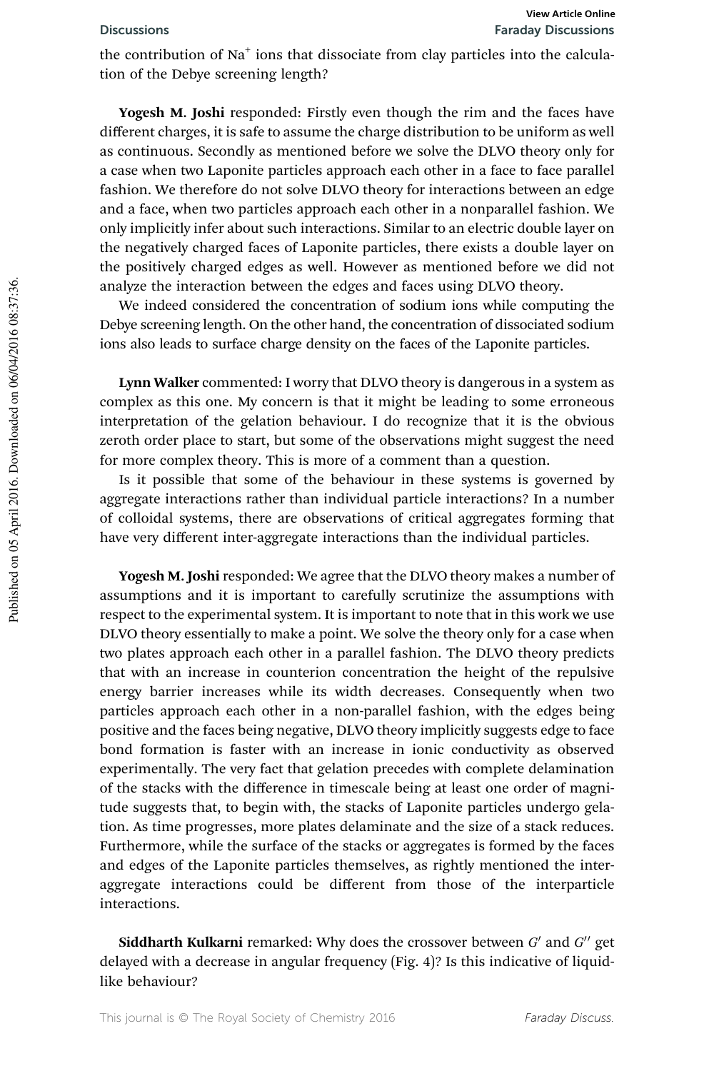the contribution of $Na^+$ ions that dissociate from clay particles into the calculation of the Debye screening length?

**Yogesh M. Joshi** responded: Firstly even though the rim and the faces have different charges, it is safe to assume the charge distribution to be uniform as well as continuous. Secondly as mentioned before we solve the DLVO theory only for a case when two Laponite particles approach each other in a face to face parallel fashion. We therefore do not solve DLVO theory for interactions between an edge and a face, when two particles approach each other in a nonparallel fashion. We only implicitly infer about such interactions. Similar to an electric double layer on the negatively charged faces of Laponite particles, there exists a double layer on the positively charged edges as well. However as mentioned before we did not analyze the interaction between the edges and faces using DLVO theory.

We indeed considered the concentration of sodium ions while computing the Debye screening length. On the other hand, the concentration of dissociated sodium ions also leads to surface charge density on the faces of the Laponite particles.

**Lynn Walker** commented: I worry that DLVO theory is dangerous in a system as complex as this one. My concern is that it might be leading to some erroneous interpretation of the gelation behaviour. I do recognize that it is the obvious zeroth order place to start, but some of the observations might suggest the need for more complex theory. This is more of a comment than a question.

Is it possible that some of the behaviour in these systems is governed by aggregate interactions rather than individual particle interactions? In a number of colloidal systems, there are observations of critical aggregates forming that have very different inter-aggregate interactions than the individual particles.

**Yogesh M. Joshi** responded: We agree that the DLVO theory makes a number of assumptions and it is important to carefully scrutinize the assumptions with respect to the experimental system. It is important to note that in this work we use DLVO theory essentially to make a point. We solve the theory only for a case when two plates approach each other in a parallel fashion. The DLVO theory predicts that with an increase in counterion concentration the height of the repulsive energy barrier increases while its width decreases. Consequently when two particles approach each other in a non-parallel fashion, with the edges being positive and the faces being negative, DLVO theory implicitly suggests edge to face bond formation is faster with an increase in ionic conductivity as observed experimentally. The very fact that gelation precedes with complete delamination of the stacks with the difference in timescale being at least one order of magnitude suggests that, to begin with, the stacks of Laponite particles undergo gelation. As time progresses, more plates delaminate and the size of a stack reduces. Furthermore, while the surface of the stacks or aggregates is formed by the faces and edges of the Laponite particles themselves, as rightly mentioned the inter-aggregate interactions could be different from those of the interparticle interactions.

**Siddharth Kulkarni** remarked: Why does the crossover between $G'$ and $G''$ get delayed with a decrease in angular frequency (Fig. 4)? Is this indicative of liquid-like behaviour?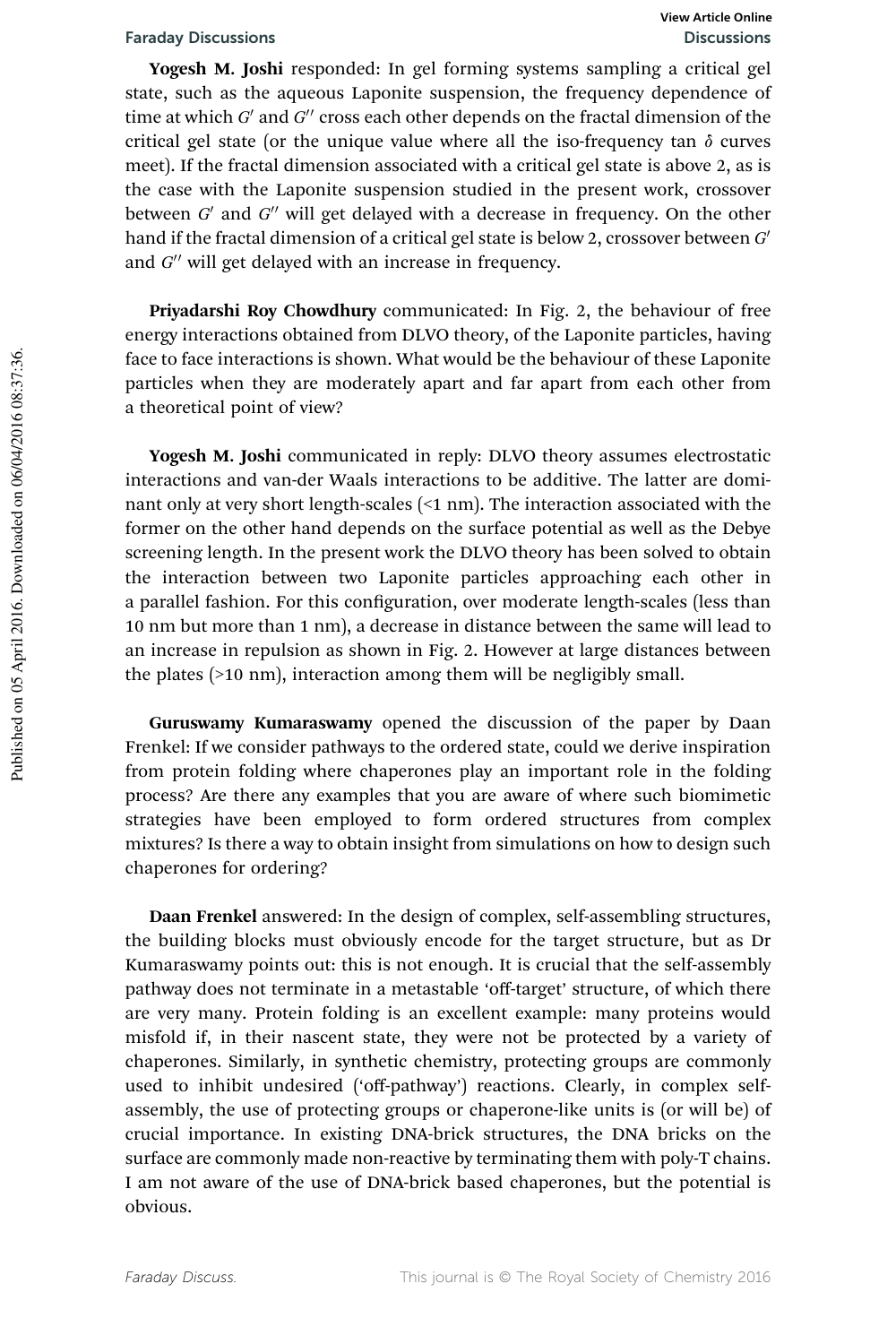**Yogesh M. Joshi** responded: In gel forming systems sampling a critical gel state, such as the aqueous Laponite suspension, the frequency dependence of time at which $G'$ and $G''$ cross each other depends on the fractal dimension of the critical gel state (or the unique value where all the iso-frequency tan $\delta$ curves meet). If the fractal dimension associated with a critical gel state is above 2, as is the case with the Laponite suspension studied in the present work, crossover between $G'$ and $G''$ will get delayed with a decrease in frequency. On the other hand if the fractal dimension of a critical gel state is below 2, crossover between $G'$ and $G''$ will get delayed with an increase in frequency.

**Priyadarshi Roy Chowdhury** communicated: In Fig. 2, the behaviour of free energy interactions obtained from DLVO theory, of the Laponite particles, having face to face interactions is shown. What would be the behaviour of these Laponite particles when they are moderately apart and far apart from each other from a theoretical point of view?

**Yogesh M. Joshi** communicated in reply: DLVO theory assumes electrostatic interactions and van-der Waals interactions to be additive. The latter are dominant only at very short length-scales (<1 nm). The interaction associated with the former on the other hand depends on the surface potential as well as the Debye screening length. In the present work the DLVO theory has been solved to obtain the interaction between two Laponite particles approaching each other in a parallel fashion. For this configuration, over moderate length-scales (less than 10 nm but more than 1 nm), a decrease in distance between the same will lead to an increase in repulsion as shown in Fig. 2. However at large distances between the plates (>10 nm), interaction among them will be negligibly small.

**Guruswamy Kumaraswamy** opened the discussion of the paper by Daan Frenkel: If we consider pathways to the ordered state, could we derive inspiration from protein folding where chaperones play an important role in the folding process? Are there any examples that you are aware of where such biomimetic strategies have been employed to form ordered structures from complex mixtures? Is there a way to obtain insight from simulations on how to design such chaperones for ordering?

**Daan Frenkel** answered: In the design of complex, self-assembling structures, the building blocks must obviously encode for the target structure, but as Dr Kumaraswamy points out: this is not enough. It is crucial that the self-assembly pathway does not terminate in a metastable 'off-target' structure, of which there are very many. Protein folding is an excellent example: many proteins would misfold if, in their nascent state, they were not be protected by a variety of chaperones. Similarly, in synthetic chemistry, protecting groups are commonly used to inhibit undesired ('off-pathway') reactions. Clearly, in complex self-assembly, the use of protecting groups or chaperone-like units is (or will be) of crucial importance. In existing DNA-brick structures, the DNA bricks on the surface are commonly made non-reactive by terminating them with poly-T chains. I am not aware of the use of DNA-brick based chaperones, but the potential is obvious.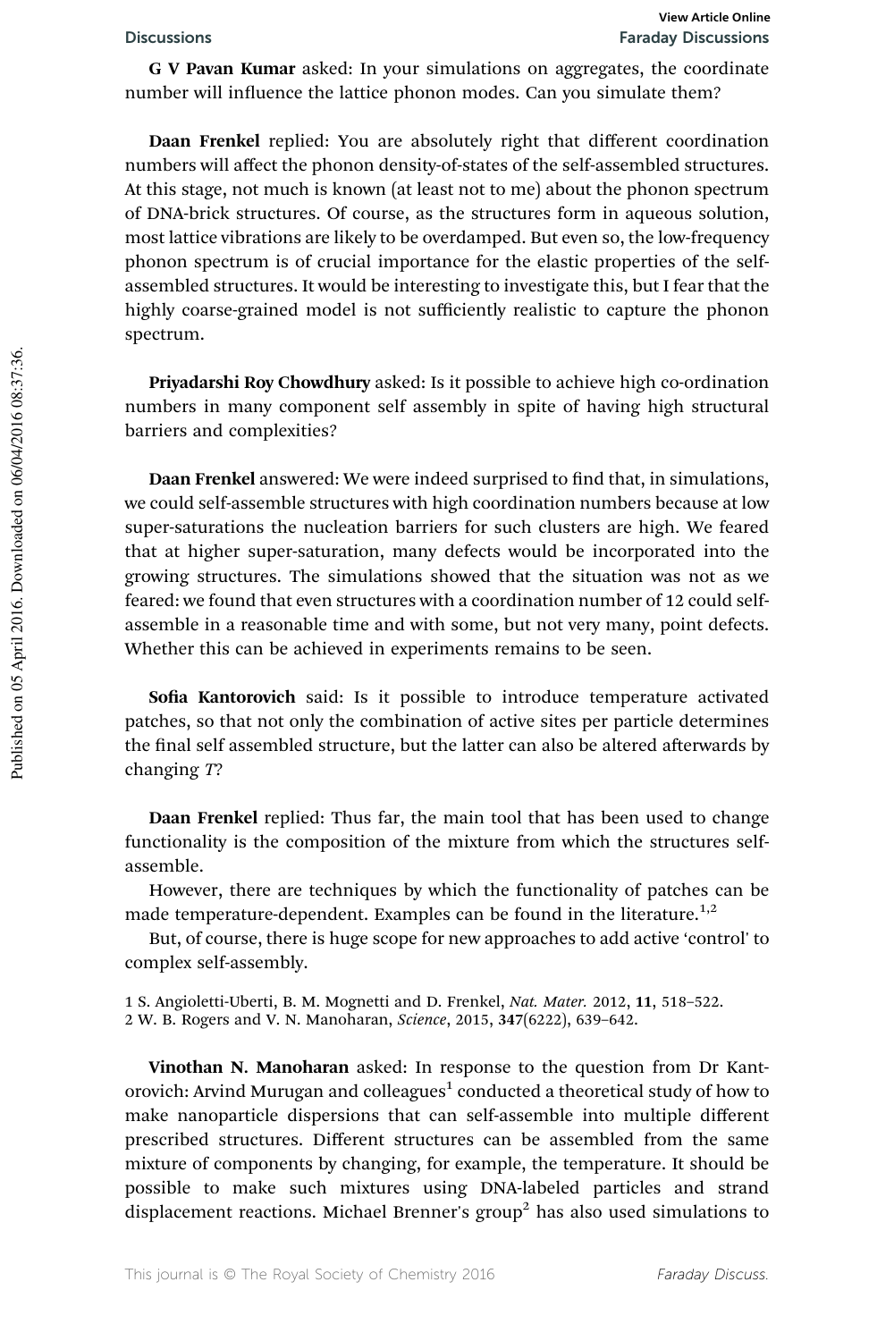**G V Pavan Kumar** asked: In your simulations on aggregates, the coordinate number will influence the lattice phonon modes. Can you simulate them?

**Daan Frenkel** replied: You are absolutely right that different coordination numbers will affect the phonon density-of-states of the self-assembled structures. At this stage, not much is known (at least not to me) about the phonon spectrum of DNA-brick structures. Of course, as the structures form in aqueous solution, most lattice vibrations are likely to be overdamped. But even so, the low-frequency phonon spectrum is of crucial importance for the elastic properties of the self-assembled structures. It would be interesting to investigate this, but I fear that the highly coarse-grained model is not sufficiently realistic to capture the phonon spectrum.

**Priyadarshi Roy Chowdhury** asked: Is it possible to achieve high co-ordination numbers in many component self assembly in spite of having high structural barriers and complexities?

**Daan Frenkel** answered: We were indeed surprised to find that, in simulations, we could self-assemble structures with high coordination numbers because at low super-saturations the nucleation barriers for such clusters are high. We feared that at higher super-saturation, many defects would be incorporated into the growing structures. The simulations showed that the situation was not as we feared: we found that even structures with a coordination number of 12 could self-assemble in a reasonable time and with some, but not very many, point defects. Whether this can be achieved in experiments remains to be seen.

**Sofia Kantorovich** said: Is it possible to introduce temperature activated patches, so that not only the combination of active sites per particle determines the final self assembled structure, but the latter can also be altered afterwards by changing *T*?

**Daan Frenkel** replied: Thus far, the main tool that has been used to change functionality is the composition of the mixture from which the structures self-assemble.

However, there are techniques by which the functionality of patches can be made temperature-dependent. Examples can be found in the literature.[1,2]

But, of course, there is huge scope for new approaches to add active 'control' to complex self-assembly.

1 S. Angioletti-Uberti, B. M. Mognetti and D. Frenkel, *Nat. Mater.* 2012, **11**, 518–522.
2 W. B. Rogers and V. N. Manoharan, *Science*, 2015, **347**(6222), 639–642.

**Vinothan N. Manoharan** asked: In response to the question from Dr Kantorovich: Arvind Murugan and colleagues[1] conducted a theoretical study of how to make nanoparticle dispersions that can self-assemble into multiple different prescribed structures. Different structures can be assembled from the same mixture of components by changing, for example, the temperature. It should be possible to make such mixtures using DNA-labeled particles and strand displacement reactions. Michael Brenner's group[2] has also used simulations to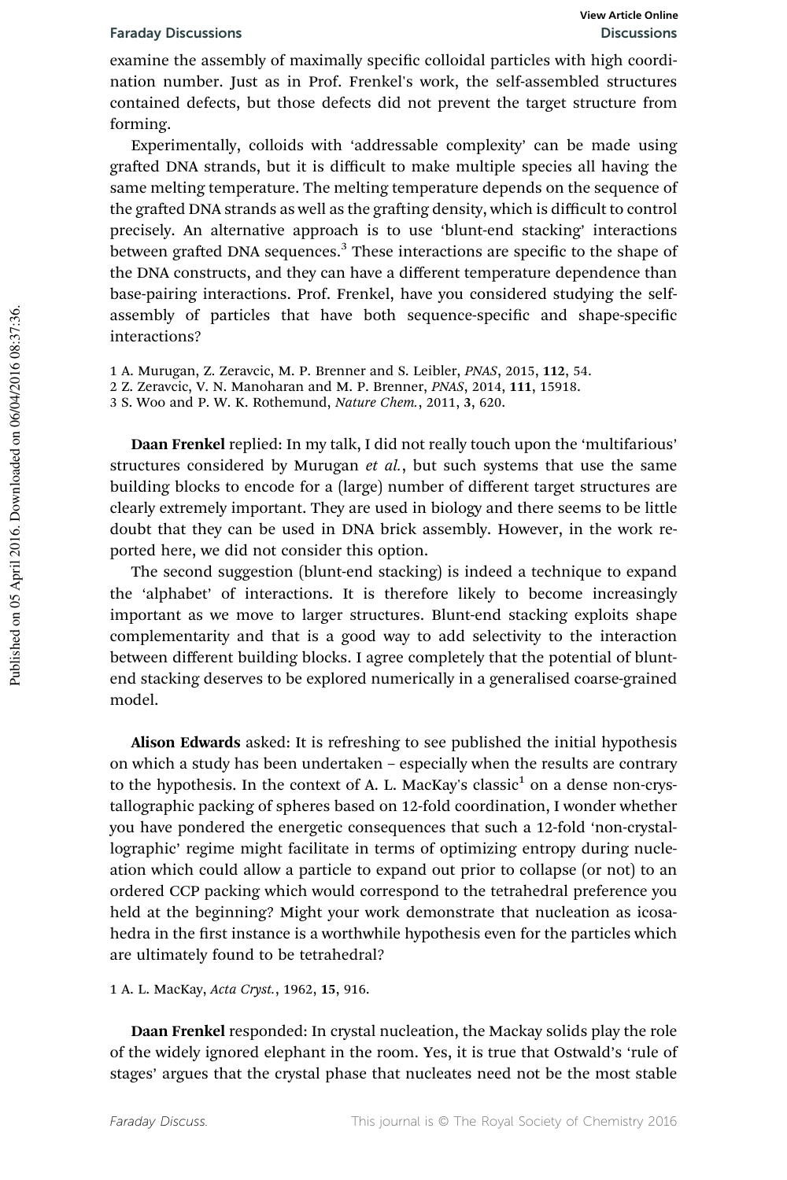examine the assembly of maximally specific colloidal particles with high coordination number. Just as in Prof. Frenkel's work, the self-assembled structures contained defects, but those defects did not prevent the target structure from forming.

Experimentally, colloids with 'addressable complexity' can be made using grafted DNA strands, but it is difficult to make multiple species all having the same melting temperature. The melting temperature depends on the sequence of the grafted DNA strands as well as the grafting density, which is difficult to control precisely. An alternative approach is to use 'blunt-end stacking' interactions between grafted DNA sequences.[3] These interactions are specific to the shape of the DNA constructs, and they can have a different temperature dependence than base-pairing interactions. Prof. Frenkel, have you considered studying the self-assembly of particles that have both sequence-specific and shape-specific interactions?

1 A. Murugan, Z. Zeravcic, M. P. Brenner and S. Leibler, *PNAS*, 2015, **112**, 54.
2 Z. Zeravcic, V. N. Manoharan and M. P. Brenner, *PNAS*, 2014, **111**, 15918.
3 S. Woo and P. W. K. Rothemund, *Nature Chem.*, 2011, **3**, 620.

**Daan Frenkel** replied: In my talk, I did not really touch upon the 'multifarious' structures considered by Murugan *et al.*, but such systems that use the same building blocks to encode for a (large) number of different target structures are clearly extremely important. They are used in biology and there seems to be little doubt that they can be used in DNA brick assembly. However, in the work reported here, we did not consider this option.

The second suggestion (blunt-end stacking) is indeed a technique to expand the 'alphabet' of interactions. It is therefore likely to become increasingly important as we move to larger structures. Blunt-end stacking exploits shape complementarity and that is a good way to add selectivity to the interaction between different building blocks. I agree completely that the potential of blunt-end stacking deserves to be explored numerically in a generalised coarse-grained model.

**Alison Edwards** asked: It is refreshing to see published the initial hypothesis on which a study has been undertaken – especially when the results are contrary to the hypothesis. In the context of A. L. MacKay's classic[1] on a dense non-crystallographic packing of spheres based on 12-fold coordination, I wonder whether you have pondered the energetic consequences that such a 12-fold 'non-crystallographic' regime might facilitate in terms of optimizing entropy during nucleation which could allow a particle to expand out prior to collapse (or not) to an ordered CCP packing which would correspond to the tetrahedral preference you held at the beginning? Might your work demonstrate that nucleation as icosahedra in the first instance is a worthwhile hypothesis even for the particles which are ultimately found to be tetrahedral?

1 A. L. MacKay, *Acta Cryst.*, 1962, **15**, 916.

**Daan Frenkel** responded: In crystal nucleation, the Mackay solids play the role of the widely ignored elephant in the room. Yes, it is true that Ostwald's 'rule of stages' argues that the crystal phase that nucleates need not be the most stable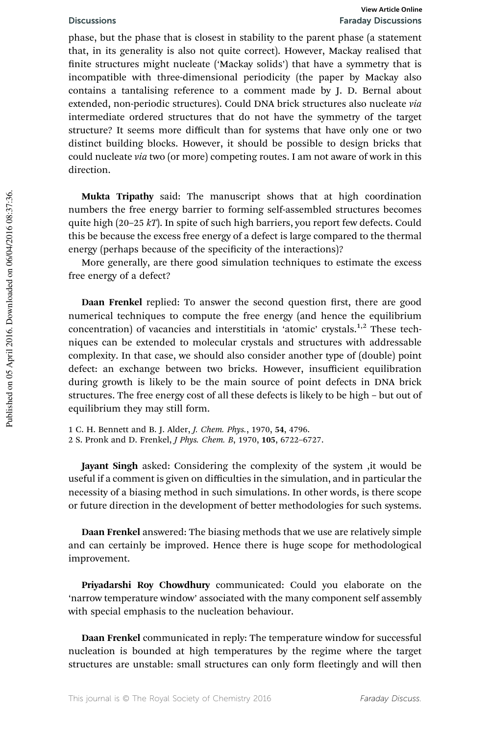phase, but the phase that is closest in stability to the parent phase (a statement that, in its generality is also not quite correct). However, Mackay realised that finite structures might nucleate ('Mackay solids') that have a symmetry that is incompatible with three-dimensional periodicity (the paper by Mackay also contains a tantalising reference to a comment made by J. D. Bernal about extended, non-periodic structures). Could DNA brick structures also nucleate *via* intermediate ordered structures that do not have the symmetry of the target structure? It seems more difficult than for systems that have only one or two distinct building blocks. However, it should be possible to design bricks that could nucleate *via* two (or more) competing routes. I am not aware of work in this direction.

**Mukta Tripathy** said: The manuscript shows that at high coordination numbers the free energy barrier to forming self-assembled structures becomes quite high (20–25 $kT$). In spite of such high barriers, you report few defects. Could this be because the excess free energy of a defect is large compared to the thermal energy (perhaps because of the specificity of the interactions)?

More generally, are there good simulation techniques to estimate the excess free energy of a defect?

**Daan Frenkel** replied: To answer the second question first, there are good numerical techniques to compute the free energy (and hence the equilibrium concentration) of vacancies and interstitials in 'atomic' crystals.[1,2] These techniques can be extended to molecular crystals and structures with addressable complexity. In that case, we should also consider another type of (double) point defect: an exchange between two bricks. However, insufficient equilibration during growth is likely to be the main source of point defects in DNA brick structures. The free energy cost of all these defects is likely to be high – but out of equilibrium they may still form.

1 C. H. Bennett and B. J. Alder, *J. Chem. Phys.*, 1970, **54**, 4796.
2 S. Pronk and D. Frenkel, *J Phys. Chem. B*, 1970, **105**, 6722–6727.

**Jayant Singh** asked: Considering the complexity of the system ,it would be useful if a comment is given on difficulties in the simulation, and in particular the necessity of a biasing method in such simulations. In other words, is there scope or future direction in the development of better methodologies for such systems.

**Daan Frenkel** answered: The biasing methods that we use are relatively simple and can certainly be improved. Hence there is huge scope for methodological improvement.

**Priyadarshi Roy Chowdhury** communicated: Could you elaborate on the 'narrow temperature window' associated with the many component self assembly with special emphasis to the nucleation behaviour.

**Daan Frenkel** communicated in reply: The temperature window for successful nucleation is bounded at high temperatures by the regime where the target structures are unstable: small structures can only form fleetingly and will then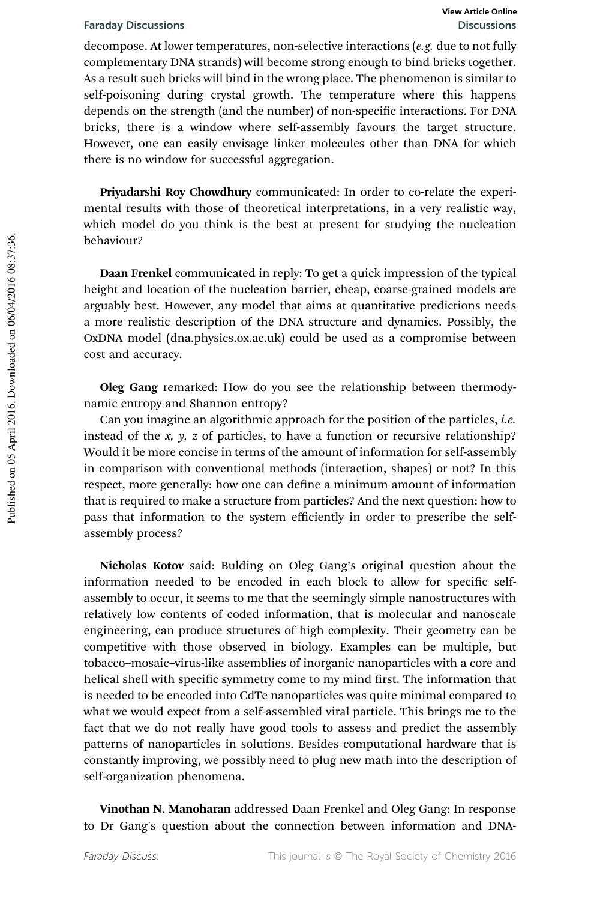decompose. At lower temperatures, non-selective interactions (*e.g.* due to not fully complementary DNA strands) will become strong enough to bind bricks together. As a result such bricks will bind in the wrong place. The phenomenon is similar to self-poisoning during crystal growth. The temperature where this happens depends on the strength (and the number) of non-specific interactions. For DNA bricks, there is a window where self-assembly favours the target structure. However, one can easily envisage linker molecules other than DNA for which there is no window for successful aggregation.

**Priyadarshi Roy Chowdhury** communicated: In order to co-relate the experimental results with those of theoretical interpretations, in a very realistic way, which model do you think is the best at present for studying the nucleation behaviour?

**Daan Frenkel** communicated in reply: To get a quick impression of the typical height and location of the nucleation barrier, cheap, coarse-grained models are arguably best. However, any model that aims at quantitative predictions needs a more realistic description of the DNA structure and dynamics. Possibly, the OxDNA model (dna.physics.ox.ac.uk) could be used as a compromise between cost and accuracy.

**Oleg Gang** remarked: How do you see the relationship between thermodynamic entropy and Shannon entropy?

Can you imagine an algorithmic approach for the position of the particles, *i.e.* instead of the *x, y, z* of particles, to have a function or recursive relationship? Would it be more concise in terms of the amount of information for self-assembly in comparison with conventional methods (interaction, shapes) or not? In this respect, more generally: how one can define a minimum amount of information that is required to make a structure from particles? And the next question: how to pass that information to the system efficiently in order to prescribe the self-assembly process?

**Nicholas Kotov** said: Bulding on Oleg Gang's original question about the information needed to be encoded in each block to allow for specific self-assembly to occur, it seems to me that the seemingly simple nanostructures with relatively low contents of coded information, that is molecular and nanoscale engineering, can produce structures of high complexity. Their geometry can be competitive with those observed in biology. Examples can be multiple, but tobacco–mosaic–virus-like assemblies of inorganic nanoparticles with a core and helical shell with specific symmetry come to my mind first. The information that is needed to be encoded into CdTe nanoparticles was quite minimal compared to what we would expect from a self-assembled viral particle. This brings me to the fact that we do not really have good tools to assess and predict the assembly patterns of nanoparticles in solutions. Besides computational hardware that is constantly improving, we possibly need to plug new math into the description of self-organization phenomena.

**Vinothan N. Manoharan** addressed Daan Frenkel and Oleg Gang: In response to Dr Gang's question about the connection between information and DNA-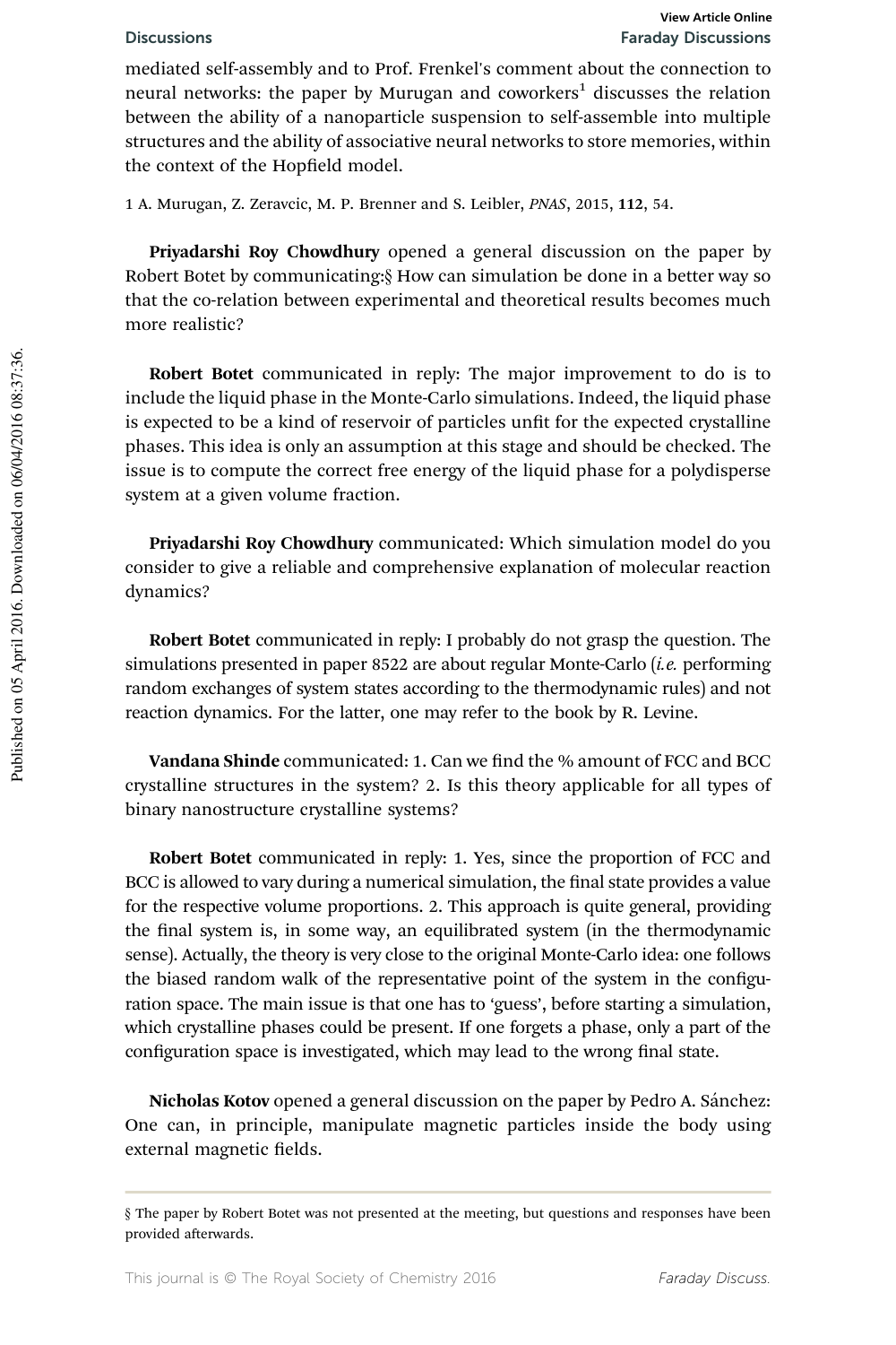mediated self-assembly and to Prof. Frenkel's comment about the connection to neural networks: the paper by Murugan and coworkers[1] discusses the relation between the ability of a nanoparticle suspension to self-assemble into multiple structures and the ability of associative neural networks to store memories, within the context of the Hopfield model.

1 A. Murugan, Z. Zeravcic, M. P. Brenner and S. Leibler, *PNAS*, 2015, **112**, 54.

**Priyadarshi Roy Chowdhury** opened a general discussion on the paper by Robert Botet by communicating:§ How can simulation be done in a better way so that the co-relation between experimental and theoretical results becomes much more realistic?

**Robert Botet** communicated in reply: The major improvement to do is to include the liquid phase in the Monte-Carlo simulations. Indeed, the liquid phase is expected to be a kind of reservoir of particles unfit for the expected crystalline phases. This idea is only an assumption at this stage and should be checked. The issue is to compute the correct free energy of the liquid phase for a polydisperse system at a given volume fraction.

**Priyadarshi Roy Chowdhury** communicated: Which simulation model do you consider to give a reliable and comprehensive explanation of molecular reaction dynamics?

**Robert Botet** communicated in reply: I probably do not grasp the question. The simulations presented in paper 8522 are about regular Monte-Carlo (*i.e.* performing random exchanges of system states according to the thermodynamic rules) and not reaction dynamics. For the latter, one may refer to the book by R. Levine.

**Vandana Shinde** communicated: 1. Can we find the % amount of FCC and BCC crystalline structures in the system? 2. Is this theory applicable for all types of binary nanostructure crystalline systems?

**Robert Botet** communicated in reply: 1. Yes, since the proportion of FCC and BCC is allowed to vary during a numerical simulation, the final state provides a value for the respective volume proportions. 2. This approach is quite general, providing the final system is, in some way, an equilibrated system (in the thermodynamic sense). Actually, the theory is very close to the original Monte-Carlo idea: one follows the biased random walk of the representative point of the system in the configuration space. The main issue is that one has to 'guess', before starting a simulation, which crystalline phases could be present. If one forgets a phase, only a part of the configuration space is investigated, which may lead to the wrong final state.

**Nicholas Kotov** opened a general discussion on the paper by Pedro A. Sánchez: One can, in principle, manipulate magnetic particles inside the body using external magnetic fields.

§ The paper by Robert Botet was not presented at the meeting, but questions and responses have been provided afterwards.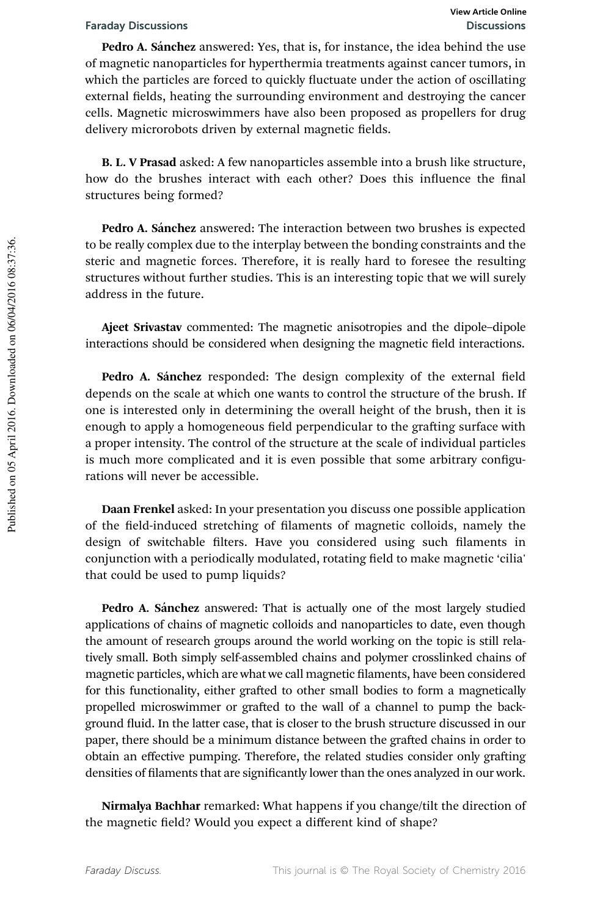**Pedro A. Sánchez** answered: Yes, that is, for instance, the idea behind the use of magnetic nanoparticles for hyperthermia treatments against cancer tumors, in which the particles are forced to quickly fluctuate under the action of oscillating external fields, heating the surrounding environment and destroying the cancer cells. Magnetic microswimmers have also been proposed as propellers for drug delivery microrobots driven by external magnetic fields.

**B. L. V Prasad** asked: A few nanoparticles assemble into a brush like structure, how do the brushes interact with each other? Does this influence the final structures being formed?

**Pedro A. Sánchez** answered: The interaction between two brushes is expected to be really complex due to the interplay between the bonding constraints and the steric and magnetic forces. Therefore, it is really hard to foresee the resulting structures without further studies. This is an interesting topic that we will surely address in the future.

**Ajeet Srivastav** commented: The magnetic anisotropies and the dipole–dipole interactions should be considered when designing the magnetic field interactions.

**Pedro A. Sánchez** responded: The design complexity of the external field depends on the scale at which one wants to control the structure of the brush. If one is interested only in determining the overall height of the brush, then it is enough to apply a homogeneous field perpendicular to the grafting surface with a proper intensity. The control of the structure at the scale of individual particles is much more complicated and it is even possible that some arbitrary configurations will never be accessible.

**Daan Frenkel** asked: In your presentation you discuss one possible application of the field-induced stretching of filaments of magnetic colloids, namely the design of switchable filters. Have you considered using such filaments in conjunction with a periodically modulated, rotating field to make magnetic 'cilia' that could be used to pump liquids?

**Pedro A. Sánchez** answered: That is actually one of the most largely studied applications of chains of magnetic colloids and nanoparticles to date, even though the amount of research groups around the world working on the topic is still relatively small. Both simply self-assembled chains and polymer crosslinked chains of magnetic particles, which are what we call magnetic filaments, have been considered for this functionality, either grafted to other small bodies to form a magnetically propelled microswimmer or grafted to the wall of a channel to pump the background fluid. In the latter case, that is closer to the brush structure discussed in our paper, there should be a minimum distance between the grafted chains in order to obtain an effective pumping. Therefore, the related studies consider only grafting densities of filaments that are significantly lower than the ones analyzed in our work.

**Nirmalya Bachhar** remarked: What happens if you change/tilt the direction of the magnetic field? Would you expect a different kind of shape?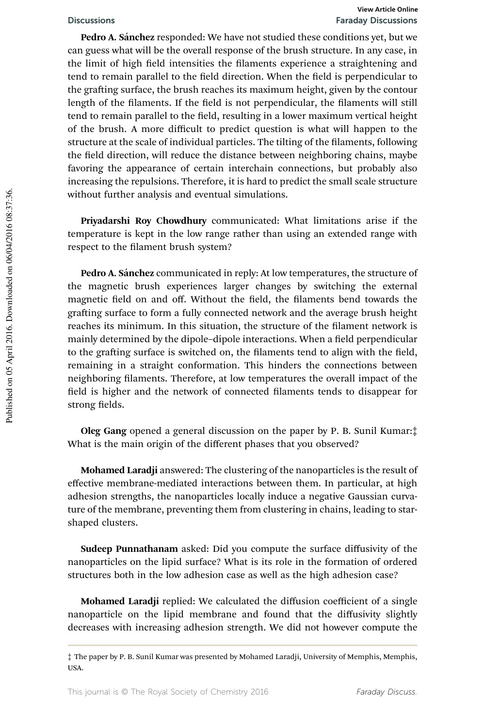**Pedro A. Sánchez** responded: We have not studied these conditions yet, but we can guess what will be the overall response of the brush structure. In any case, in the limit of high field intensities the filaments experience a straightening and tend to remain parallel to the field direction. When the field is perpendicular to the grafting surface, the brush reaches its maximum height, given by the contour length of the filaments. If the field is not perpendicular, the filaments will still tend to remain parallel to the field, resulting in a lower maximum vertical height of the brush. A more difficult to predict question is what will happen to the structure at the scale of individual particles. The tilting of the filaments, following the field direction, will reduce the distance between neighboring chains, maybe favoring the appearance of certain interchain connections, but probably also increasing the repulsions. Therefore, it is hard to predict the small scale structure without further analysis and eventual simulations.

**Priyadarshi Roy Chowdhury** communicated: What limitations arise if the temperature is kept in the low range rather than using an extended range with respect to the filament brush system?

**Pedro A. Sánchez** communicated in reply: At low temperatures, the structure of the magnetic brush experiences larger changes by switching the external magnetic field on and off. Without the field, the filaments bend towards the grafting surface to form a fully connected network and the average brush height reaches its minimum. In this situation, the structure of the filament network is mainly determined by the dipole–dipole interactions. When a field perpendicular to the grafting surface is switched on, the filaments tend to align with the field, remaining in a straight conformation. This hinders the connections between neighboring filaments. Therefore, at low temperatures the overall impact of the field is higher and the network of connected filaments tends to disappear for strong fields.

**Oleg Gang** opened a general discussion on the paper by P. B. Sunil Kumar:‡ What is the main origin of the different phases that you observed?

**Mohamed Laradji** answered: The clustering of the nanoparticles is the result of effective membrane-mediated interactions between them. In particular, at high adhesion strengths, the nanoparticles locally induce a negative Gaussian curvature of the membrane, preventing them from clustering in chains, leading to star-shaped clusters.

**Sudeep Punnathanam** asked: Did you compute the surface diffusivity of the nanoparticles on the lipid surface? What is its role in the formation of ordered structures both in the low adhesion case as well as the high adhesion case?

**Mohamed Laradji** replied: We calculated the diffusion coefficient of a single nanoparticle on the lipid membrane and found that the diffusivity slightly decreases with increasing adhesion strength. We did not however compute the

‡ The paper by P. B. Sunil Kumar was presented by Mohamed Laradji, University of Memphis, Memphis, USA.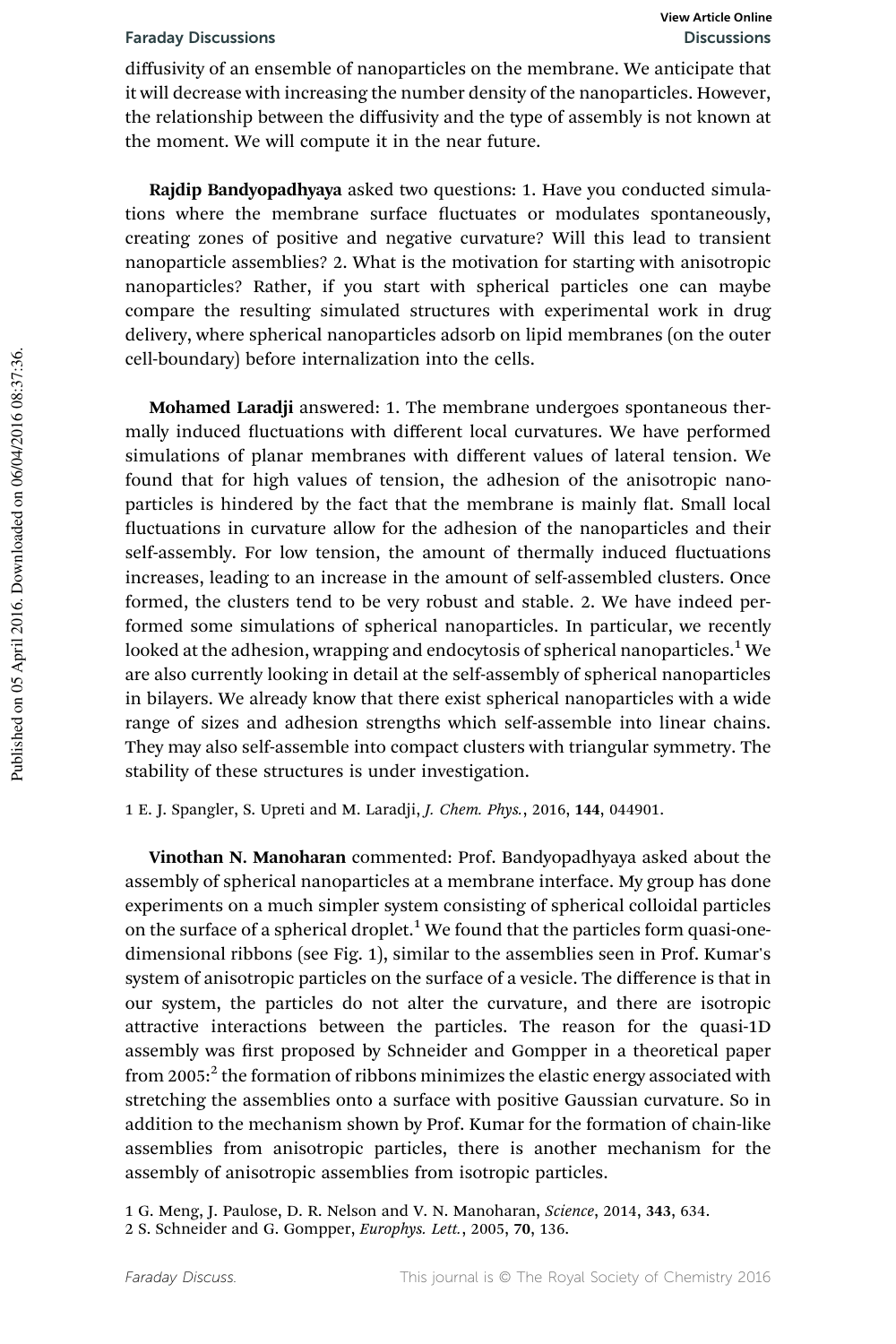diffusivity of an ensemble of nanoparticles on the membrane. We anticipate that it will decrease with increasing the number density of the nanoparticles. However, the relationship between the diffusivity and the type of assembly is not known at the moment. We will compute it in the near future.

**Rajdip Bandyopadhyaya** asked two questions: 1. Have you conducted simulations where the membrane surface fluctuates or modulates spontaneously, creating zones of positive and negative curvature? Will this lead to transient nanoparticle assemblies? 2. What is the motivation for starting with anisotropic nanoparticles? Rather, if you start with spherical particles one can maybe compare the resulting simulated structures with experimental work in drug delivery, where spherical nanoparticles adsorb on lipid membranes (on the outer cell-boundary) before internalization into the cells.

**Mohamed Laradji** answered: 1. The membrane undergoes spontaneous thermally induced fluctuations with different local curvatures. We have performed simulations of planar membranes with different values of lateral tension. We found that for high values of tension, the adhesion of the anisotropic nanoparticles is hindered by the fact that the membrane is mainly flat. Small local fluctuations in curvature allow for the adhesion of the nanoparticles and their self-assembly. For low tension, the amount of thermally induced fluctuations increases, leading to an increase in the amount of self-assembled clusters. Once formed, the clusters tend to be very robust and stable. 2. We have indeed performed some simulations of spherical nanoparticles. In particular, we recently looked at the adhesion, wrapping and endocytosis of spherical nanoparticles.[1] We are also currently looking in detail at the self-assembly of spherical nanoparticles in bilayers. We already know that there exist spherical nanoparticles with a wide range of sizes and adhesion strengths which self-assemble into linear chains. They may also self-assemble into compact clusters with triangular symmetry. The stability of these structures is under investigation.

1 E. J. Spangler, S. Upreti and M. Laradji, *J. Chem. Phys.*, 2016, **144**, 044901.

**Vinothan N. Manoharan** commented: Prof. Bandyopadhyaya asked about the assembly of spherical nanoparticles at a membrane interface. My group has done experiments on a much simpler system consisting of spherical colloidal particles on the surface of a spherical droplet.[1] We found that the particles form quasi-one-dimensional ribbons (see Fig. 1), similar to the assemblies seen in Prof. Kumar's system of anisotropic particles on the surface of a vesicle. The difference is that in our system, the particles do not alter the curvature, and there are isotropic attractive interactions between the particles. The reason for the quasi-1D assembly was first proposed by Schneider and Gompper in a theoretical paper from 2005:[2] the formation of ribbons minimizes the elastic energy associated with stretching the assemblies onto a surface with positive Gaussian curvature. So in addition to the mechanism shown by Prof. Kumar for the formation of chain-like assemblies from anisotropic particles, there is another mechanism for the assembly of anisotropic assemblies from isotropic particles.

1 G. Meng, J. Paulose, D. R. Nelson and V. N. Manoharan, *Science*, 2014, **343**, 634.
2 S. Schneider and G. Gompper, *Europhys. Lett.*, 2005, **70**, 136.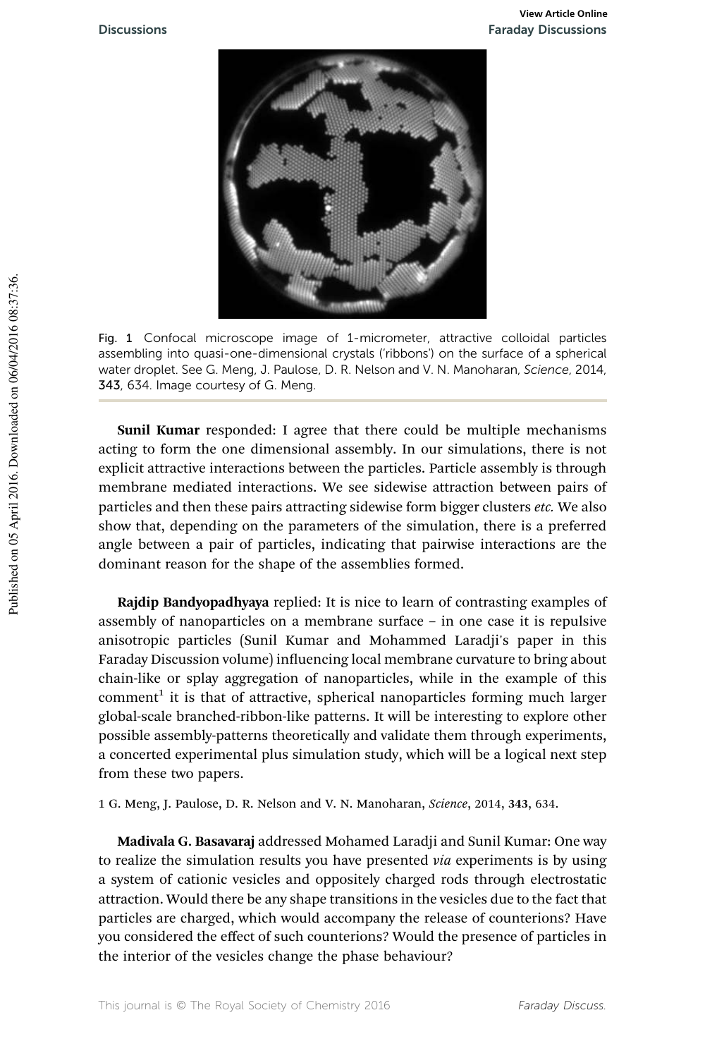Fig. 1 Confocal microscope image of 1-micrometer, attractive colloidal particles assembling into quasi-one-dimensional crystals ('ribbons') on the surface of a spherical water droplet. See G. Meng, J. Paulose, D. R. Nelson and V. N. Manoharan, *Science*, 2014, **343**, 634. Image courtesy of G. Meng.

**Sunil Kumar** responded: I agree that there could be multiple mechanisms acting to form the one dimensional assembly. In our simulations, there is not explicit attractive interactions between the particles. Particle assembly is through membrane mediated interactions. We see sidewise attraction between pairs of particles and then these pairs attracting sidewise form bigger clusters *etc.* We also show that, depending on the parameters of the simulation, there is a preferred angle between a pair of particles, indicating that pairwise interactions are the dominant reason for the shape of the assemblies formed.

**Rajdip Bandyopadhyaya** replied: It is nice to learn of contrasting examples of assembly of nanoparticles on a membrane surface – in one case it is repulsive anisotropic particles (Sunil Kumar and Mohammed Laradji's paper in this Faraday Discussion volume) influencing local membrane curvature to bring about chain-like or splay aggregation of nanoparticles, while in the example of this comment[1] it is that of attractive, spherical nanoparticles forming much larger global-scale branched-ribbon-like patterns. It will be interesting to explore other possible assembly-patterns theoretically and validate them through experiments, a concerted experimental plus simulation study, which will be a logical next step from these two papers.

1 G. Meng, J. Paulose, D. R. Nelson and V. N. Manoharan, *Science*, 2014, **343**, 634.

**Madivala G. Basavaraj** addressed Mohamed Laradji and Sunil Kumar: One way to realize the simulation results you have presented *via* experiments is by using a system of cationic vesicles and oppositely charged rods through electrostatic attraction. Would there be any shape transitions in the vesicles due to the fact that particles are charged, which would accompany the release of counterions? Have you considered the effect of such counterions? Would the presence of particles in the interior of the vesicles change the phase behaviour?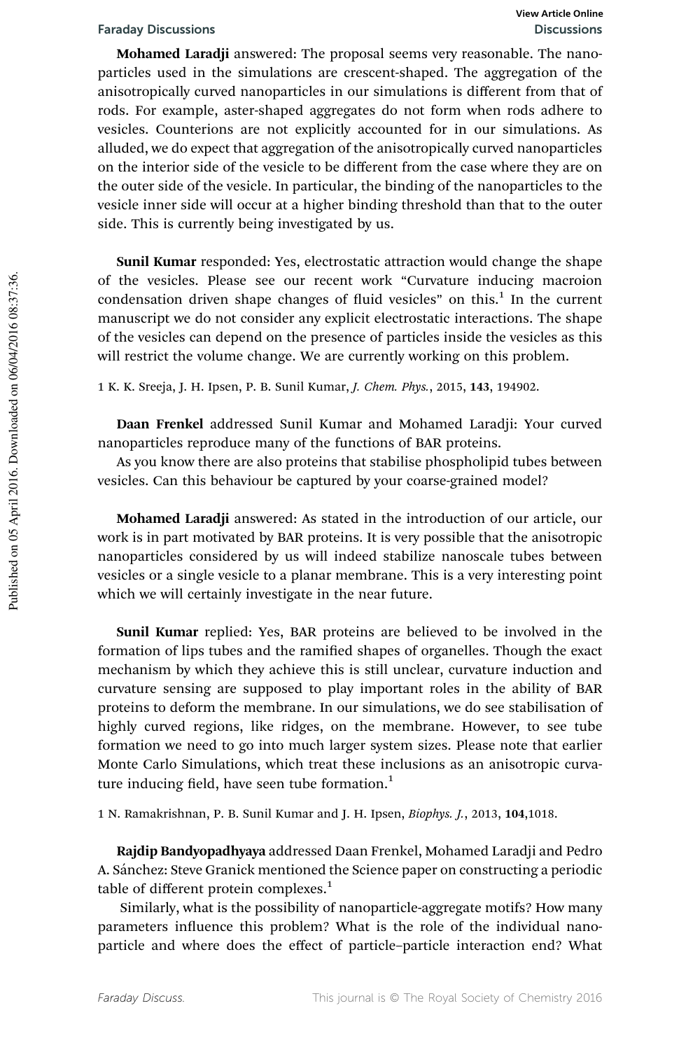**Mohamed Laradji** answered: The proposal seems very reasonable. The nanoparticles used in the simulations are crescent-shaped. The aggregation of the anisotropically curved nanoparticles in our simulations is different from that of rods. For example, aster-shaped aggregates do not form when rods adhere to vesicles. Counterions are not explicitly accounted for in our simulations. As alluded, we do expect that aggregation of the anisotropically curved nanoparticles on the interior side of the vesicle to be different from the case where they are on the outer side of the vesicle. In particular, the binding of the nanoparticles to the vesicle inner side will occur at a higher binding threshold than that to the outer side. This is currently being investigated by us.

**Sunil Kumar** responded: Yes, electrostatic attraction would change the shape of the vesicles. Please see our recent work "Curvature inducing macroion condensation driven shape changes of fluid vesicles" on this.[1] In the current manuscript we do not consider any explicit electrostatic interactions. The shape of the vesicles can depend on the presence of particles inside the vesicles as this will restrict the volume change. We are currently working on this problem.

1 K. K. Sreeja, J. H. Ipsen, P. B. Sunil Kumar, *J. Chem. Phys.*, 2015, **143**, 194902.

**Daan Frenkel** addressed Sunil Kumar and Mohamed Laradji: Your curved nanoparticles reproduce many of the functions of BAR proteins.

As you know there are also proteins that stabilise phospholipid tubes between vesicles. Can this behaviour be captured by your coarse-grained model?

**Mohamed Laradji** answered: As stated in the introduction of our article, our work is in part motivated by BAR proteins. It is very possible that the anisotropic nanoparticles considered by us will indeed stabilize nanoscale tubes between vesicles or a single vesicle to a planar membrane. This is a very interesting point which we will certainly investigate in the near future.

**Sunil Kumar** replied: Yes, BAR proteins are believed to be involved in the formation of lips tubes and the ramified shapes of organelles. Though the exact mechanism by which they achieve this is still unclear, curvature induction and curvature sensing are supposed to play important roles in the ability of BAR proteins to deform the membrane. In our simulations, we do see stabilisation of highly curved regions, like ridges, on the membrane. However, to see tube formation we need to go into much larger system sizes. Please note that earlier Monte Carlo Simulations, which treat these inclusions as an anisotropic curvature inducing field, have seen tube formation.[1]

1 N. Ramakrishnan, P. B. Sunil Kumar and J. H. Ipsen, *Biophys. J.*, 2013, **104**,1018.

**Rajdip Bandyopadhyaya** addressed Daan Frenkel, Mohamed Laradji and Pedro A. Sánchez: Steve Granick mentioned the Science paper on constructing a periodic table of different protein complexes.[1]

Similarly, what is the possibility of nanoparticle-aggregate motifs? How many parameters influence this problem? What is the role of the individual nanoparticle and where does the effect of particle–particle interaction end? What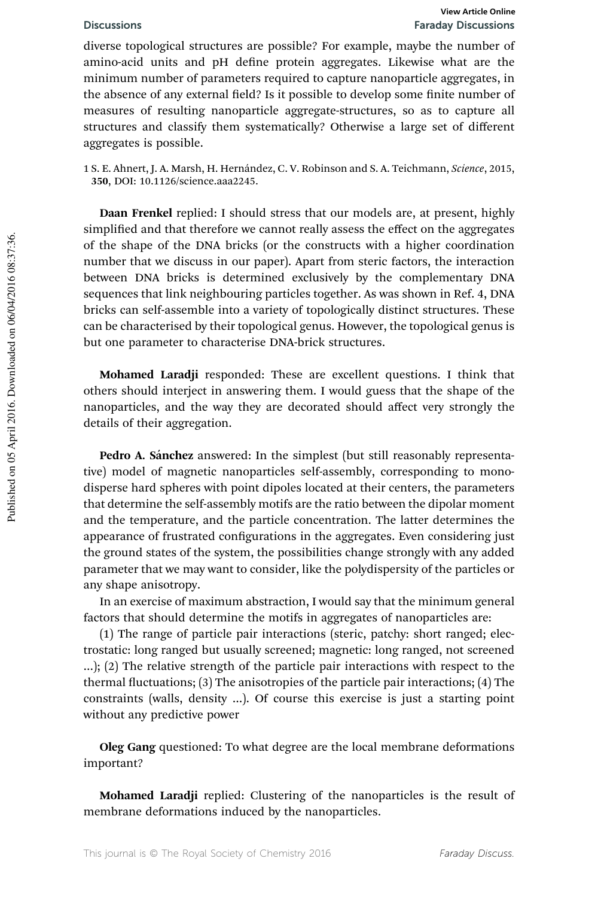diverse topological structures are possible? For example, maybe the number of amino-acid units and pH define protein aggregates. Likewise what are the minimum number of parameters required to capture nanoparticle aggregates, in the absence of any external field? Is it possible to develop some finite number of measures of resulting nanoparticle aggregate-structures, so as to capture all structures and classify them systematically? Otherwise a large set of different aggregates is possible.

1 S. E. Ahnert, J. A. Marsh, H. Hernández, C. V. Robinson and S. A. Teichmann, *Science*, 2015, **350**, DOI: 10.1126/science.aaa2245.

**Daan Frenkel** replied: I should stress that our models are, at present, highly simplified and that therefore we cannot really assess the effect on the aggregates of the shape of the DNA bricks (or the constructs with a higher coordination number that we discuss in our paper). Apart from steric factors, the interaction between DNA bricks is determined exclusively by the complementary DNA sequences that link neighbouring particles together. As was shown in Ref. 4, DNA bricks can self-assemble into a variety of topologically distinct structures. These can be characterised by their topological genus. However, the topological genus is but one parameter to characterise DNA-brick structures.

**Mohamed Laradji** responded: These are excellent questions. I think that others should interject in answering them. I would guess that the shape of the nanoparticles, and the way they are decorated should affect very strongly the details of their aggregation.

**Pedro A. Sánchez** answered: In the simplest (but still reasonably representative) model of magnetic nanoparticles self-assembly, corresponding to monodisperse hard spheres with point dipoles located at their centers, the parameters that determine the self-assembly motifs are the ratio between the dipolar moment and the temperature, and the particle concentration. The latter determines the appearance of frustrated configurations in the aggregates. Even considering just the ground states of the system, the possibilities change strongly with any added parameter that we may want to consider, like the polydispersity of the particles or any shape anisotropy.

In an exercise of maximum abstraction, I would say that the minimum general factors that should determine the motifs in aggregates of nanoparticles are:

(1) The range of particle pair interactions (steric, patchy: short ranged; electrostatic: long ranged but usually screened; magnetic: long ranged, not screened ...); (2) The relative strength of the particle pair interactions with respect to the thermal fluctuations; (3) The anisotropies of the particle pair interactions; (4) The constraints (walls, density ...). Of course this exercise is just a starting point without any predictive power

**Oleg Gang** questioned: To what degree are the local membrane deformations important?

**Mohamed Laradji** replied: Clustering of the nanoparticles is the result of membrane deformations induced by the nanoparticles.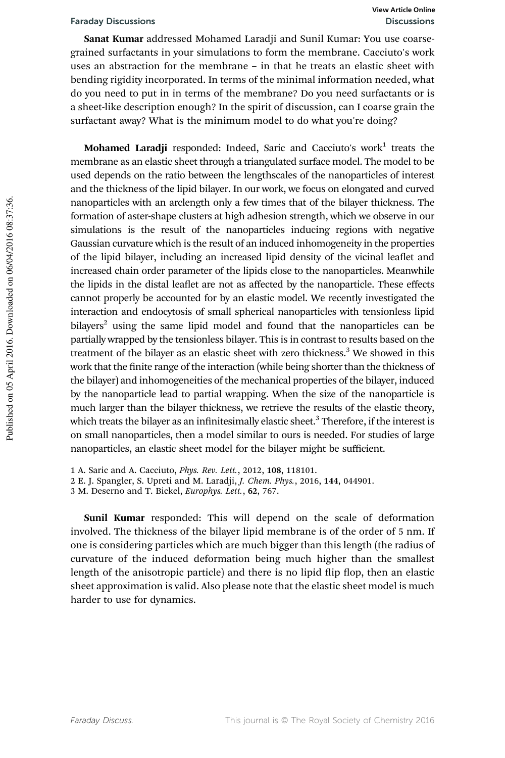**Sanat Kumar** addressed Mohamed Laradji and Sunil Kumar: You use coarse-grained surfactants in your simulations to form the membrane. Cacciuto's work uses an abstraction for the membrane – in that he treats an elastic sheet with bending rigidity incorporated. In terms of the minimal information needed, what do you need to put in in terms of the membrane? Do you need surfactants or is a sheet-like description enough? In the spirit of discussion, can I coarse grain the surfactant away? What is the minimum model to do what you're doing?

**Mohamed Laradji** responded: Indeed, Saric and Cacciuto's work[1] treats the membrane as an elastic sheet through a triangulated surface model. The model to be used depends on the ratio between the lengthscales of the nanoparticles of interest and the thickness of the lipid bilayer. In our work, we focus on elongated and curved nanoparticles with an arclength only a few times that of the bilayer thickness. The formation of aster-shape clusters at high adhesion strength, which we observe in our simulations is the result of the nanoparticles inducing regions with negative Gaussian curvature which is the result of an induced inhomogeneity in the properties of the lipid bilayer, including an increased lipid density of the vicinal leaflet and increased chain order parameter of the lipids close to the nanoparticles. Meanwhile the lipids in the distal leaflet are not as affected by the nanoparticle. These effects cannot properly be accounted for by an elastic model. We recently investigated the interaction and endocytosis of small spherical nanoparticles with tensionless lipid bilayers[2] using the same lipid model and found that the nanoparticles can be partially wrapped by the tensionless bilayer. This is in contrast to results based on the treatment of the bilayer as an elastic sheet with zero thickness.[3] We showed in this work that the finite range of the interaction (while being shorter than the thickness of the bilayer) and inhomogeneities of the mechanical properties of the bilayer, induced by the nanoparticle lead to partial wrapping. When the size of the nanoparticle is much larger than the bilayer thickness, we retrieve the results of the elastic theory, which treats the bilayer as an infinitesimally elastic sheet.[3] Therefore, if the interest is on small nanoparticles, then a model similar to ours is needed. For studies of large nanoparticles, an elastic sheet model for the bilayer might be sufficient.

1 A. Saric and A. Cacciuto, *Phys. Rev. Lett.*, 2012, **108**, 118101.
2 E. J. Spangler, S. Upreti and M. Laradji, *J. Chem. Phys.*, 2016, **144**, 044901.
3 M. Deserno and T. Bickel, *Europhys. Lett.*, **62**, 767.

**Sunil Kumar** responded: This will depend on the scale of deformation involved. The thickness of the bilayer lipid membrane is of the order of 5 nm. If one is considering particles which are much bigger than this length (the radius of curvature of the induced deformation being much higher than the smallest length of the anisotropic particle) and there is no lipid flip flop, then an elastic sheet approximation is valid. Also please note that the elastic sheet model is much harder to use for dynamics.